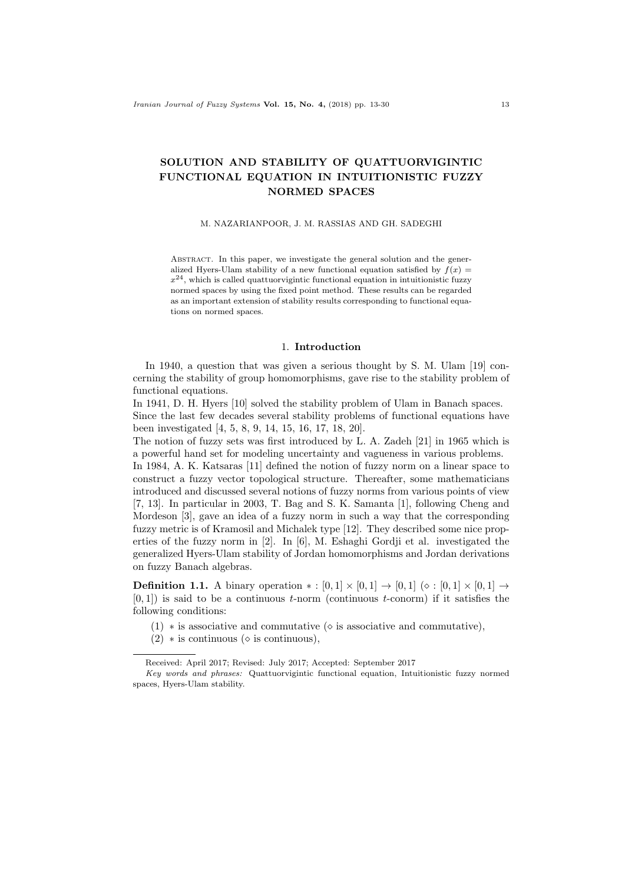# SOLUTION AND STABILITY OF QUATTUORVIGINTIC FUNCTIONAL EQUATION IN INTUITIONISTIC FUZZY NORMED SPACES

M. NAZARIANPOOR, J. M. RASSIAS AND GH. SADEGHI

Abstract. In this paper, we investigate the general solution and the generalized Hyers-Ulam stability of a new functional equation satisfied by $f(x) = x^{24}$, which is called quattuorvigintic functional equation in intuitionistic fuzzy normed spaces by using the fixed point method. These results can be regarded as an important extension of stability results corresponding to functional equations on normed spaces.

## 1. Introduction

In 1940, a question that was given a serious thought by S. M. Ulam [19] concerning the stability of group homomorphisms, gave rise to the stability problem of functional equations.

In 1941, D. H. Hyers [10] solved the stability problem of Ulam in Banach spaces. Since the last few decades several stability problems of functional equations have been investigated [4, 5, 8, 9, 14, 15, 16, 17, 18, 20].

The notion of fuzzy sets was first introduced by L. A. Zadeh [21] in 1965 which is a powerful hand set for modeling uncertainty and vagueness in various problems. In 1984, A. K. Katsaras [11] defined the notion of fuzzy norm on a linear space to construct a fuzzy vector topological structure. Thereafter, some mathematicians introduced and discussed several notions of fuzzy norms from various points of view [7, 13]. In particular in 2003, T. Bag and S. K. Samanta [1], following Cheng and Mordeson [3], gave an idea of a fuzzy norm in such a way that the corresponding fuzzy metric is of Kramosil and Michalek type [12]. They described some nice properties of the fuzzy norm in [2]. In [6], M. Eshaghi Gordji et al. investigated the generalized Hyers-Ulam stability of Jordan homomorphisms and Jordan derivations on fuzzy Banach algebras.

**Definition 1.1.** A binary operation $* : [0,1] \times [0,1] \to [0,1]$ ($\diamond : [0,1] \times [0,1] \to [0,1]$) is said to be a continuous $t$-norm (continuous $t$-conorm) if it satisfies the following conditions:

(1) $*$ is associative and commutative ($\diamond$ is associative and commutative),

(2) $*$ is continuous ($\diamond$ is continuous),

---

Received: April 2017; Revised: July 2017; Accepted: September 2017

*Key words and phrases:* Quattuorvigintic functional equation, Intuitionistic fuzzy normed spaces, Hyers-Ulam stability.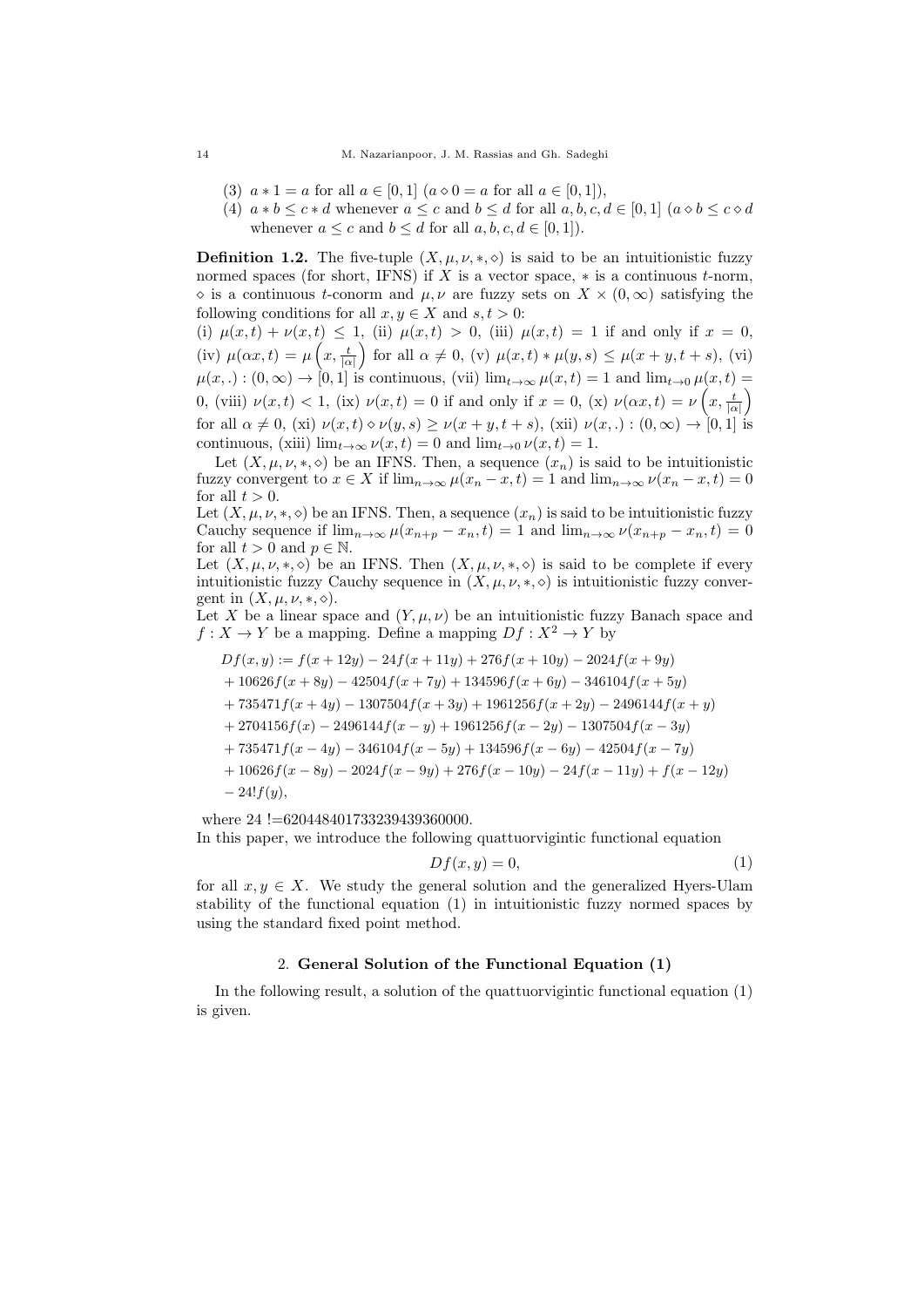(3) $a * 1 = a$ for all $a \in [0,1]$ ($a \diamond 0 = a$ for all $a \in [0,1]$),

(4) $a * b \leq c * d$ whenever $a \leq c$ and $b \leq d$ for all $a,b,c,d \in [0,1]$ ($a \diamond b \leq c \diamond d$ whenever $a \leq c$ and $b \leq d$ for all $a,b,c,d \in [0,1]$).

**Definition 1.2.** The five-tuple $(X, \mu, \nu, *, \diamond)$ is said to be an intuitionistic fuzzy normed spaces (for short, IFNS) if $X$ is a vector space, $*$ is a continuous $t$-norm, $\diamond$ is a continuous $t$-conorm and $\mu, \nu$ are fuzzy sets on $X \times (0,\infty)$ satisfying the following conditions for all $x, y \in X$ and $s, t > 0$:
(i) $\mu(x,t) + \nu(x,t) \leq 1$, (ii) $\mu(x,t) > 0$, (iii) $\mu(x,t) = 1$ if and only if $x = 0$, (iv) $\mu(\alpha x, t) = \mu\left(x, \frac{t}{|\alpha|}\right)$ for all $\alpha \neq 0$, (v) $\mu(x,t) * \mu(y,s) \leq \mu(x+y, t+s)$, (vi) $\mu(x,.) : (0,\infty) \to [0,1]$ is continuous, (vii) $\lim_{t\to\infty} \mu(x,t) = 1$ and $\lim_{t\to 0} \mu(x,t) = 0$, (viii) $\nu(x,t) < 1$, (ix) $\nu(x,t) = 0$ if and only if $x = 0$, (x) $\nu(\alpha x, t) = \nu\left(x, \frac{t}{|\alpha|}\right)$ for all $\alpha \neq 0$, (xi) $\nu(x,t) \diamond \nu(y,s) \geq \nu(x+y, t+s)$, (xii) $\nu(x,.) : (0,\infty) \to [0,1]$ is continuous, (xiii) $\lim_{t\to\infty} \nu(x,t) = 0$ and $\lim_{t\to 0} \nu(x,t) = 1$.

Let $(X, \mu, \nu, *, \diamond)$ be an IFNS. Then, a sequence $(x_n)$ is said to be intuitionistic fuzzy convergent to $x \in X$ if $\lim_{n\to\infty} \mu(x_n - x, t) = 1$ and $\lim_{n\to\infty} \nu(x_n - x, t) = 0$ for all $t > 0$.
Let $(X, \mu, \nu, *, \diamond)$ be an IFNS. Then, a sequence $(x_n)$ is said to be intuitionistic fuzzy Cauchy sequence if $\lim_{n\to\infty} \mu(x_{n+p} - x_n, t) = 1$ and $\lim_{n\to\infty} \nu(x_{n+p} - x_n, t) = 0$ for all $t > 0$ and $p \in \mathbb{N}$.
Let $(X, \mu, \nu, *, \diamond)$ be an IFNS. Then $(X, \mu, \nu, *, \diamond)$ is said to be complete if every intuitionistic fuzzy Cauchy sequence in $(X, \mu, \nu, *, \diamond)$ is intuitionistic fuzzy convergent in $(X, \mu, \nu, *, \diamond)$.
Let $X$ be a linear space and $(Y, \mu, \nu)$ be an intuitionistic fuzzy Banach space and $f : X \to Y$ be a mapping. Define a mapping $Df : X^2 \to Y$ by

$$
\begin{aligned}
Df(x,y) :=\ & f(x+12y) - 24f(x+11y) + 276f(x+10y) - 2024f(x+9y) \\
& + 10626f(x+8y) - 42504f(x+7y) + 134596f(x+6y) - 346104f(x+5y) \\
& + 735471f(x+4y) - 1307504f(x+3y) + 1961256f(x+2y) - 2496144f(x+y) \\
& + 2704156f(x) - 2496144f(x-y) + 1961256f(x-2y) - 1307504f(x-3y) \\
& + 735471f(x-4y) - 346104f(x-5y) + 134596f(x-6y) - 42504f(x-7y) \\
& + 10626f(x-8y) - 2024f(x-9y) + 276f(x-10y) - 24f(x-11y) + f(x-12y) \\
& - 24!f(y),
\end{aligned}
$$

where $24\,!=620448401733239439360000$.
In this paper, we introduce the following quattuorvigintic functional equation

$$Df(x,y) = 0, \tag{1}$$

for all $x, y \in X$. We study the general solution and the generalized Hyers-Ulam stability of the functional equation (1) in intuitionistic fuzzy normed spaces by using the standard fixed point method.

## 2. General Solution of the Functional Equation (1)

In the following result, a solution of the quattuorvigintic functional equation (1) is given.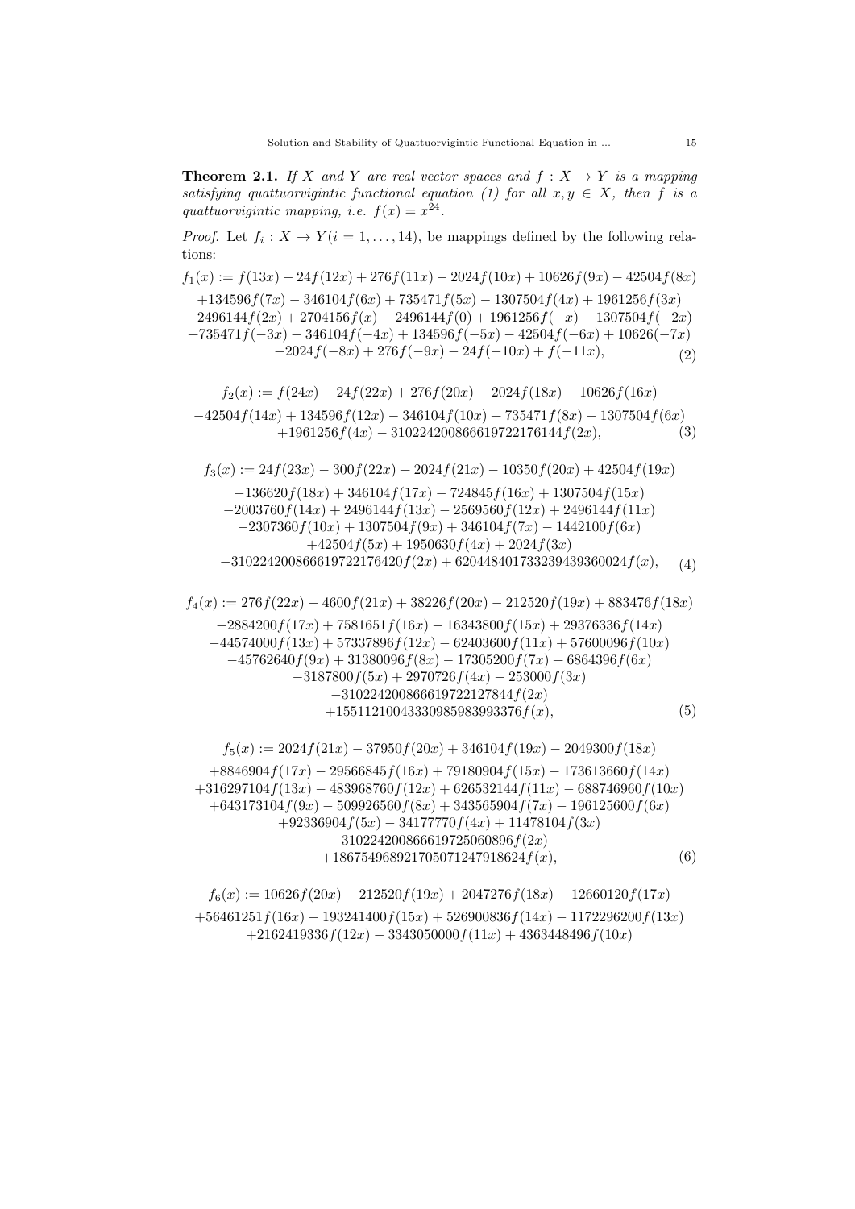**Theorem 2.1.** *If $X$ and $Y$ are real vector spaces and $f : X \to Y$ is a mapping satisfying quattuorvigintic functional equation (1) for all $x, y \in X$, then $f$ is a quattuorvigintic mapping, i.e. $f(x) = x^{24}$.*

*Proof.* Let $f_i : X \to Y (i = 1, \dots, 14)$, be mappings defined by the following relations:

$$
\begin{aligned}
f_1(x) := {} & f(13x) - 24f(12x) + 276f(11x) - 2024f(10x) + 10626f(9x) - 42504f(8x) \\
& +134596f(7x) - 346104f(6x) + 735471f(5x) - 1307504f(4x) + 1961256f(3x) \\
& -2496144f(2x) + 2704156f(x) - 2496144f(0) + 1961256f(-x) - 1307504f(-2x) \\
& +735471f(-3x) - 346104f(-4x) + 134596f(-5x) - 42504f(-6x) + 10626(-7x) \\
& -2024f(-8x) + 276f(-9x) - 24f(-10x) + f(-11x),
\end{aligned}
\tag{2}
$$

$$
\begin{aligned}
f_2(x) := {} & f(24x) - 24f(22x) + 276f(20x) - 2024f(18x) + 10626f(16x) \\
& -42504f(14x) + 134596f(12x) - 346104f(10x) + 735471f(8x) - 1307504f(6x) \\
& +1961256f(4x) - 310224200866619722176144f(2x),
\end{aligned}
\tag{3}
$$

$$
\begin{aligned}
f_3(x) := {} & 24f(23x) - 300f(22x) + 2024f(21x) - 10350f(20x) + 42504f(19x) \\
& -136620f(18x) + 346104f(17x) - 724845f(16x) + 1307504f(15x) \\
& -2003760f(14x) + 2496144f(13x) - 2569560f(12x) + 2496144f(11x) \\
& -2307360f(10x) + 1307504f(9x) + 346104f(7x) - 1442100f(6x) \\
& +42504f(5x) + 1950630f(4x) + 2024f(3x) \\
& -310224200866619722176420f(2x) + 620448401733239439360024f(x),
\end{aligned}
\tag{4}
$$

$$
\begin{aligned}
f_4(x) := {} & 276f(22x) - 4600f(21x) + 38226f(20x) - 212520f(19x) + 883476f(18x) \\
& -2884200f(17x) + 7581651f(16x) - 16343800f(15x) + 29376336f(14x) \\
& -44574000f(13x) + 57337896f(12x) - 62403600f(11x) + 57600096f(10x) \\
& -45762640f(9x) + 31380096f(8x) - 17305200f(7x) + 6864396f(6x) \\
& -3187800f(5x) + 2970726f(4x) - 253000f(3x) \\
& -310224200866619722127844f(2x) \\
& +155112100433309859839933376f(x),
\end{aligned}
\tag{5}
$$

$$
\begin{aligned}
f_5(x) := {} & 2024f(21x) - 37950f(20x) + 346104f(19x) - 2049300f(18x) \\
& +8846904f(17x) - 29566845f(16x) + 79180904f(15x) - 173613660f(14x) \\
& +316297104f(13x) - 483968760f(12x) + 626532144f(11x) - 688746960f(10x) \\
& +643173104f(9x) - 509926560f(8x) + 343565904f(7x) - 196125600f(6x) \\
& +92336904f(5x) - 34177770f(4x) + 11478104f(3x) \\
& -310224200866619725060896f(2x) \\
& +18675496892170507124791​8624f(x),
\end{aligned}
\tag{6}
$$

$$
\begin{aligned}
f_6(x) := {} & 10626f(20x) - 212520f(19x) + 2047276f(18x) - 12660120f(17x) \\
& +56461251f(16x) - 193241400f(15x) + 526900836f(14x) - 1172296200f(13x) \\
& +2162419336f(12x) - 3343050000f(11x) + 4363448496f(10x)
\end{aligned}
$$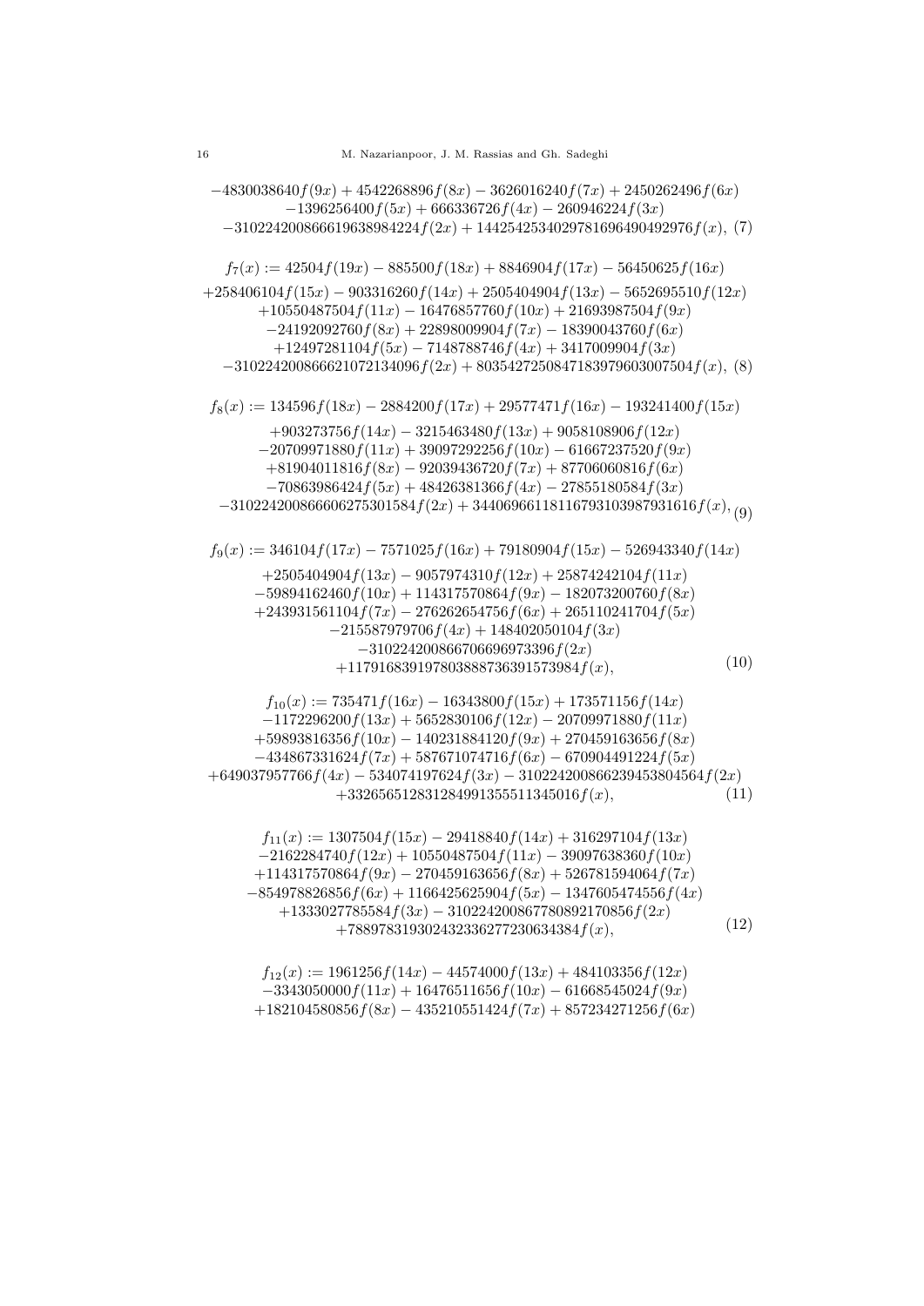$$
\begin{aligned}
&-4830038640f(9x)+4542268896f(8x)-3626016240f(7x)+2450262496f(6x)\\
&-1396256400f(5x)+666336726f(4x)-260946224f(3x)\\
&-310224200866619638984224f(2x)+1442542534029781696490492976f(x), \quad (7)
\end{aligned}
$$

$$
\begin{aligned}
f_7(x) :=\ & 42504f(19x)-885500f(18x)+8846904f(17x)-56450625f(16x)\\
&+258406104f(15x)-903316260f(14x)+2505404904f(13x)-5652695510f(12x)\\
&+10550487504f(11x)-16476857760f(10x)+21693987504f(9x)\\
&-24192092760f(8x)+22898009904f(7x)-18390043760f(6x)\\
&+12497281104f(5x)-7148788746f(4x)+3417009904f(3x)\\
&-310224200866621072134096f(2x)+803542725084718397960300 7504f(x), \quad (8)
\end{aligned}
$$

$$
\begin{aligned}
f_8(x) :=\ & 134596f(18x)-2884200f(17x)+29577471f(16x)-193241400f(15x)\\
&+903273756f(14x)-3215463480f(13x)+9058108906f(12x)\\
&-20709971880f(11x)+39097292256f(10x)-61667237520f(9x)\\
&+81904011816f(8x)-92039436720f(7x)+87706060816f(6x)\\
&-70863986424f(5x)+48426381366f(4x)-27855180584f(3x)\\
&-310224200866606275301584f(2x)+3440696611811679310398 7931616f(x), \quad (9)
\end{aligned}
$$

$$
\begin{aligned}
f_9(x) :=\ & 346104f(17x)-7571025f(16x)+79180904f(15x)-526943340f(14x)\\
&+2505404904f(13x)-9057974310f(12x)+25874242104f(11x)\\
&-59894162460f(10x)+114317570864f(9x)-182073200760f(8x)\\
&+243931561104f(7x)-276262654756f(6x)+265110241704f(5x)\\
&-215587979706f(4x)+148402050104f(3x)\\
&-310224200866706696973396f(2x)\\
&+117916839197803888736391573984f(x), \quad (10)
\end{aligned}
$$

$$
\begin{aligned}
f_{10}(x) :=\ & 735471f(16x)-16343800f(15x)+173571156f(14x)\\
&-1172296200f(13x)+5652830106f(12x)-20709971880f(11x)\\
&+59893816356f(10x)-140231884120f(9x)+270459163656f(8x)\\
&-434867331624f(7x)+587671074716f(6x)-670904491224f(5x)\\
&+649037957766f(4x)-534074197624f(3x)-310224200866239453804564f(2x)\\
&+332656512831284991355511345016f(x), \quad (11)
\end{aligned}
$$

$$
\begin{aligned}
f_{11}(x) :=\ & 1307504f(15x)-29418840f(14x)+316297104f(13x)\\
&-2162284740f(12x)+10550487504f(11x)-39097638360f(10x)\\
&+114317570864f(9x)-270459163656f(8x)+526781594064f(7x)\\
&-854978826856f(6x)+1166425625904f(5x)-1347605474556f(4x)\\
&+1333027785584f(3x)-310224200867780892170856f(2x)\\
&+788978319302432336277230634384f(x), \quad (12)
\end{aligned}
$$

$$
\begin{aligned}
f_{12}(x) :=\ & 1961256f(14x)-44574000f(13x)+484103356f(12x)\\
&-3343050000f(11x)+16476511656f(10x)-61668545024f(9x)\\
&+182104580856f(8x)-435210551424f(7x)+857234271256f(6x)
\end{aligned}
$$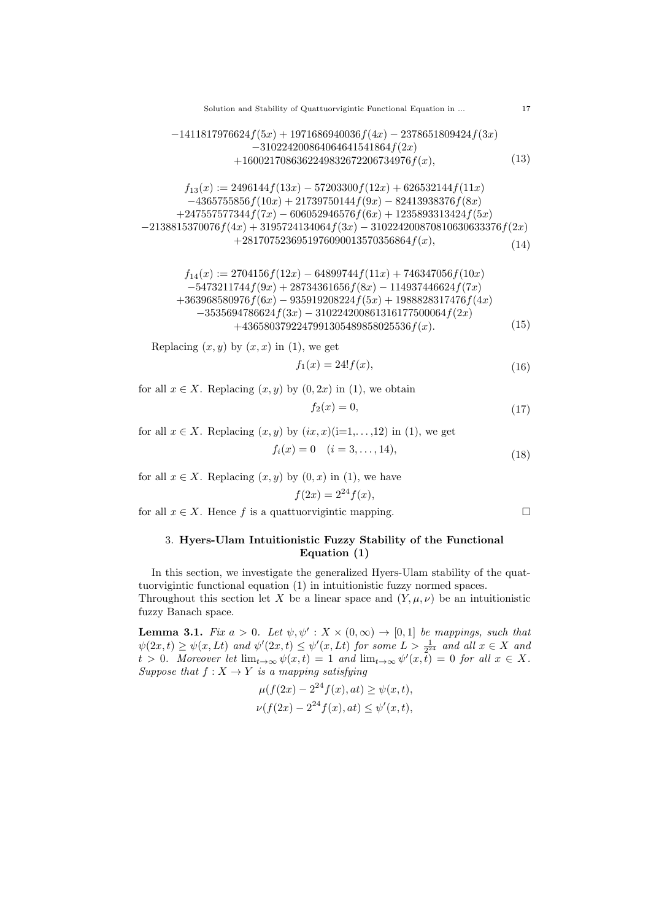$$
\begin{gathered}
-1411817976624f(5x) + 1971686940036f(4x) - 2378651809424f(3x) \\
-310224200864064641541864f(2x) \\
+160021708636224983267220673497 6f(x),
\end{gathered} \tag{13}
$$

$$
\begin{gathered}
f_{13}(x) := 2496144f(13x) - 57203300f(12x) + 626532144f(11x) \\
-4365755856f(10x) + 21739750144f(9x) - 82413938376f(8x) \\
+247557577344f(7x) - 606052946576f(6x) + 1235893313424f(5x) \\
-2138815370076f(4x) + 3195724134064f(3x) - 310224200870810630633376f(2x) \\
+2817075236951976090013570356864f(x),
\end{gathered} \tag{14}
$$

$$
\begin{gathered}
f_{14}(x) := 2704156f(12x) - 64899744f(11x) + 746347056f(10x) \\
-5473211744f(9x) + 28734361656f(8x) - 114937446624f(7x) \\
+363968580976f(6x) - 935919208224f(5x) + 1988828317476f(4x) \\
-3535694786624f(3x) - 310224200861316177500064f(2x) \\
+4365803792247991305489858025536f(x).
\end{gathered} \tag{15}
$$

Replacing $(x, y)$ by $(x, x)$ in (1), we get

$$
f_1(x) = 24!f(x), \tag{16}
$$

for all $x \in X$. Replacing $(x, y)$ by $(0, 2x)$ in (1), we obtain

$$
f_2(x) = 0, \tag{17}
$$

for all $x \in X$. Replacing $(x, y)$ by $(ix, x)$(i=1,...,12) in (1), we get

$$
f_i(x) = 0 \quad (i = 3, \dots, 14), \tag{18}
$$

for all $x \in X$. Replacing $(x, y)$ by $(0, x)$ in (1), we have

$$
f(2x) = 2^{24}f(x),
$$

for all $x \in X$. Hence $f$ is a quattuorvigintic mapping. □

## 3. Hyers-Ulam Intuitionistic Fuzzy Stability of the Functional Equation (1)

In this section, we investigate the generalized Hyers-Ulam stability of the quattuorvigintic functional equation (1) in intuitionistic fuzzy normed spaces. Throughout this section let $X$ be a linear space and $(Y, \mu, \nu)$ be an intuitionistic fuzzy Banach space.

**Lemma 3.1.** *Fix $a > 0$. Let $\psi, \psi' : X \times (0, \infty) \to [0, 1]$ be mappings, such that $\psi(2x, t) \geq \psi(x, Lt)$ and $\psi'(2x, t) \leq \psi'(x, Lt)$ for some $L > \frac{1}{2^{24}}$ and all $x \in X$ and $t > 0$. Moreover let $\lim_{t\to\infty} \psi(x, t) = 1$ and $\lim_{t\to\infty} \psi'(x, t) = 0$ for all $x \in X$. Suppose that $f : X \to Y$ is a mapping satisfying*

$$
\mu(f(2x) - 2^{24}f(x), at) \geq \psi(x, t),
$$
$$
\nu(f(2x) - 2^{24}f(x), at) \leq \psi'(x, t),
$$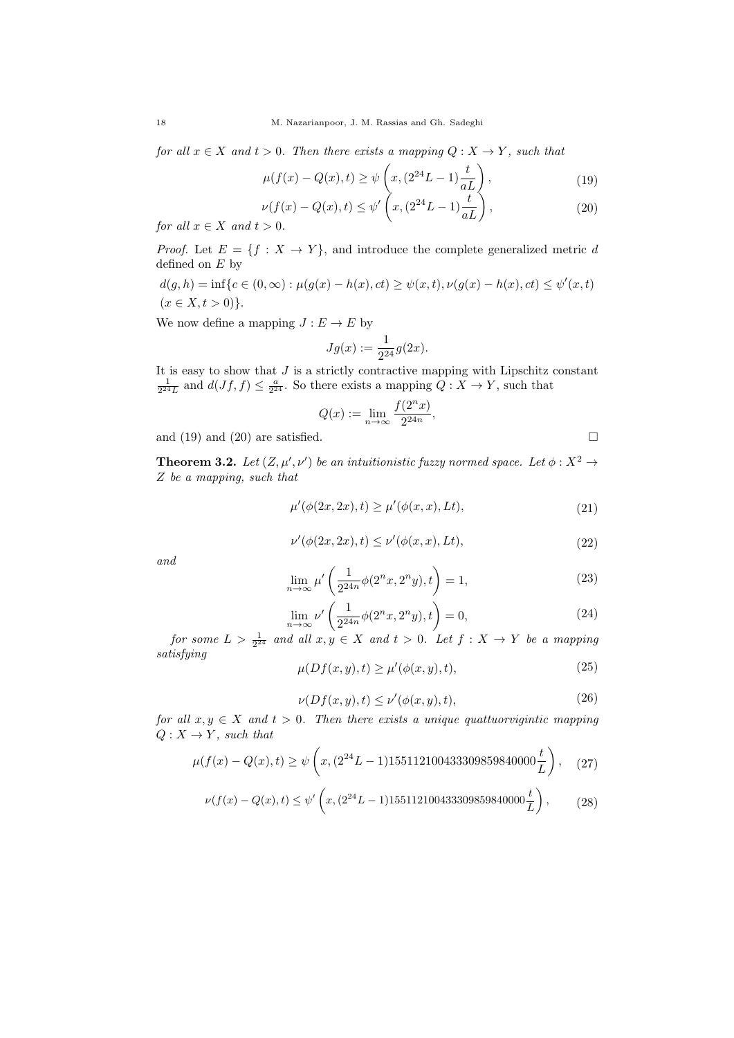*for all $x \in X$ and $t > 0$. Then there exists a mapping $Q : X \to Y$, such that*

$$\mu(f(x) - Q(x), t) \geq \psi\left(x, (2^{24}L - 1)\frac{t}{aL}\right), \tag{19}$$

$$\nu(f(x) - Q(x), t) \leq \psi'\left(x, (2^{24}L - 1)\frac{t}{aL}\right), \tag{20}$$

*for all $x \in X$ and $t > 0$.*

*Proof.* Let $E = \{f : X \to Y\}$, and introduce the complete generalized metric $d$ defined on $E$ by

$d(g, h) = \inf\{c \in (0, \infty) : \mu(g(x) - h(x), ct) \geq \psi(x, t), \nu(g(x) - h(x), ct) \leq \psi'(x, t)$ $(x \in X, t > 0)\}$.

We now define a mapping $J : E \to E$ by

$$Jg(x) := \frac{1}{2^{24}} g(2x).$$

It is easy to show that $J$ is a strictly contractive mapping with Lipschitz constant $\frac{1}{2^{24}L}$ and $d(Jf, f) \leq \frac{a}{2^{24}}$. So there exists a mapping $Q : X \to Y$, such that

$$Q(x) := \lim_{n\to\infty} \frac{f(2^n x)}{2^{24n}},$$

and (19) and (20) are satisfied. □

**Theorem 3.2.** *Let $(Z, \mu', \nu')$ be an intuitionistic fuzzy normed space. Let $\phi : X^2 \to Z$ be a mapping, such that*

$$\mu'(\phi(2x, 2x), t) \geq \mu'(\phi(x, x), Lt), \tag{21}$$

$$\nu'(\phi(2x, 2x), t) \leq \nu'(\phi(x, x), Lt), \tag{22}$$

*and*

$$\lim_{n\to\infty} \mu'\left(\frac{1}{2^{24n}}\phi(2^n x, 2^n y), t\right) = 1, \tag{23}$$

$$\lim_{n\to\infty} \nu'\left(\frac{1}{2^{24n}}\phi(2^n x, 2^n y), t\right) = 0, \tag{24}$$

*for some $L > \frac{1}{2^{24}}$ and all $x, y \in X$ and $t > 0$. Let $f : X \to Y$ be a mapping satisfying*

$$\mu(Df(x, y), t) \geq \mu'(\phi(x, y), t), \tag{25}$$

$$\nu(Df(x, y), t) \leq \nu'(\phi(x, y), t), \tag{26}$$

*for all $x, y \in X$ and $t > 0$. Then there exists a unique quattuorvigintic mapping $Q : X \to Y$, such that*

$$\mu(f(x) - Q(x), t) \geq \psi\left(x, (2^{24}L - 1)155112100433309859840000\frac{t}{L}\right), \tag{27}$$

$$\nu(f(x) - Q(x), t) \leq \psi'\left(x, (2^{24}L - 1)155112100433309859840000\frac{t}{L}\right), \tag{28}$$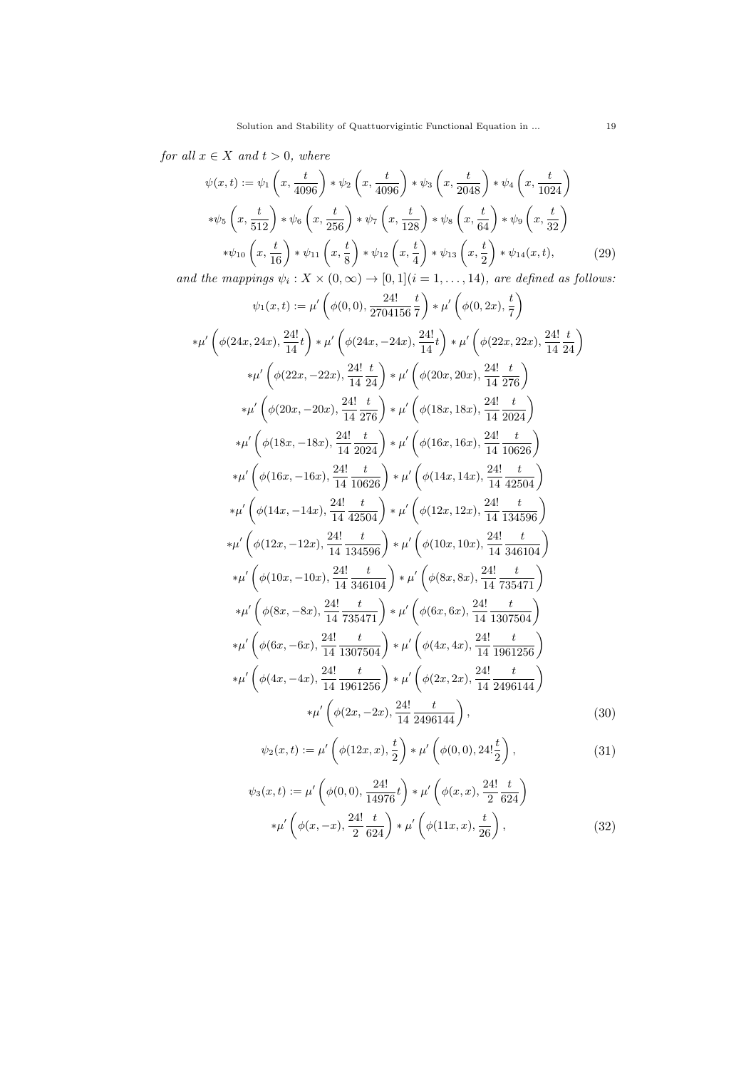*for all $x \in X$ and $t > 0$, where*

$$
\begin{aligned}
\psi(x,t) := &\ \psi_1\left(x, \frac{t}{4096}\right) * \psi_2\left(x, \frac{t}{4096}\right) * \psi_3\left(x, \frac{t}{2048}\right) * \psi_4\left(x, \frac{t}{1024}\right) \\
&* \psi_5\left(x, \frac{t}{512}\right) * \psi_6\left(x, \frac{t}{256}\right) * \psi_7\left(x, \frac{t}{128}\right) * \psi_8\left(x, \frac{t}{64}\right) * \psi_9\left(x, \frac{t}{32}\right) \\
&* \psi_{10}\left(x, \frac{t}{16}\right) * \psi_{11}\left(x, \frac{t}{8}\right) * \psi_{12}\left(x, \frac{t}{4}\right) * \psi_{13}\left(x, \frac{t}{2}\right) * \psi_{14}(x,t),
\end{aligned}
\tag{29}
$$

*and the mappings $\psi_i : X \times (0, \infty) \to [0,1] (i = 1, \ldots, 14)$, are defined as follows:*

$$
\begin{aligned}
\psi_1(x,t) := &\ \mu'\left(\phi(0,0), \frac{24!}{2704156}\frac{t}{7}\right) * \mu'\left(\phi(0,2x), \frac{t}{7}\right) \\
&* \mu'\left(\phi(24x,24x), \frac{24!}{14}t\right) * \mu'\left(\phi(24x,-24x), \frac{24!}{14}t\right) * \mu'\left(\phi(22x,22x), \frac{24!}{14}\frac{t}{24}\right) \\
&* \mu'\left(\phi(22x,-22x), \frac{24!}{14}\frac{t}{24}\right) * \mu'\left(\phi(20x,20x), \frac{24!}{14}\frac{t}{276}\right) \\
&* \mu'\left(\phi(20x,-20x), \frac{24!}{14}\frac{t}{276}\right) * \mu'\left(\phi(18x,18x), \frac{24!}{14}\frac{t}{2024}\right) \\
&* \mu'\left(\phi(18x,-18x), \frac{24!}{14}\frac{t}{2024}\right) * \mu'\left(\phi(16x,16x), \frac{24!}{14}\frac{t}{10626}\right) \\
&* \mu'\left(\phi(16x,-16x), \frac{24!}{14}\frac{t}{10626}\right) * \mu'\left(\phi(14x,14x), \frac{24!}{14}\frac{t}{42504}\right) \\
&* \mu'\left(\phi(14x,-14x), \frac{24!}{14}\frac{t}{42504}\right) * \mu'\left(\phi(12x,12x), \frac{24!}{14}\frac{t}{134596}\right) \\
&* \mu'\left(\phi(12x,-12x), \frac{24!}{14}\frac{t}{134596}\right) * \mu'\left(\phi(10x,10x), \frac{24!}{14}\frac{t}{346104}\right) \\
&* \mu'\left(\phi(10x,-10x), \frac{24!}{14}\frac{t}{346104}\right) * \mu'\left(\phi(8x,8x), \frac{24!}{14}\frac{t}{735471}\right) \\
&* \mu'\left(\phi(8x,-8x), \frac{24!}{14}\frac{t}{735471}\right) * \mu'\left(\phi(6x,6x), \frac{24!}{14}\frac{t}{1307504}\right) \\
&* \mu'\left(\phi(6x,-6x), \frac{24!}{14}\frac{t}{1307504}\right) * \mu'\left(\phi(4x,4x), \frac{24!}{14}\frac{t}{1961256}\right) \\
&* \mu'\left(\phi(4x,-4x), \frac{24!}{14}\frac{t}{1961256}\right) * \mu'\left(\phi(2x,2x), \frac{24!}{14}\frac{t}{2496144}\right) \\
&* \mu'\left(\phi(2x,-2x), \frac{24!}{14}\frac{t}{2496144}\right),
\end{aligned}
\tag{30}
$$

$$
\psi_2(x,t) := \mu'\left(\phi(12x,x), \frac{t}{2}\right) * \mu'\left(\phi(0,0), 24!\frac{t}{2}\right),
\tag{31}
$$

$$
\begin{aligned}
\psi_3(x,t) := &\ \mu'\left(\phi(0,0), \frac{24!}{14976}t\right) * \mu'\left(\phi(x,x), \frac{24!}{2}\frac{t}{624}\right) \\
&* \mu'\left(\phi(x,-x), \frac{24!}{2}\frac{t}{624}\right) * \mu'\left(\phi(11x,x), \frac{t}{26}\right),
\end{aligned}
\tag{32}
$$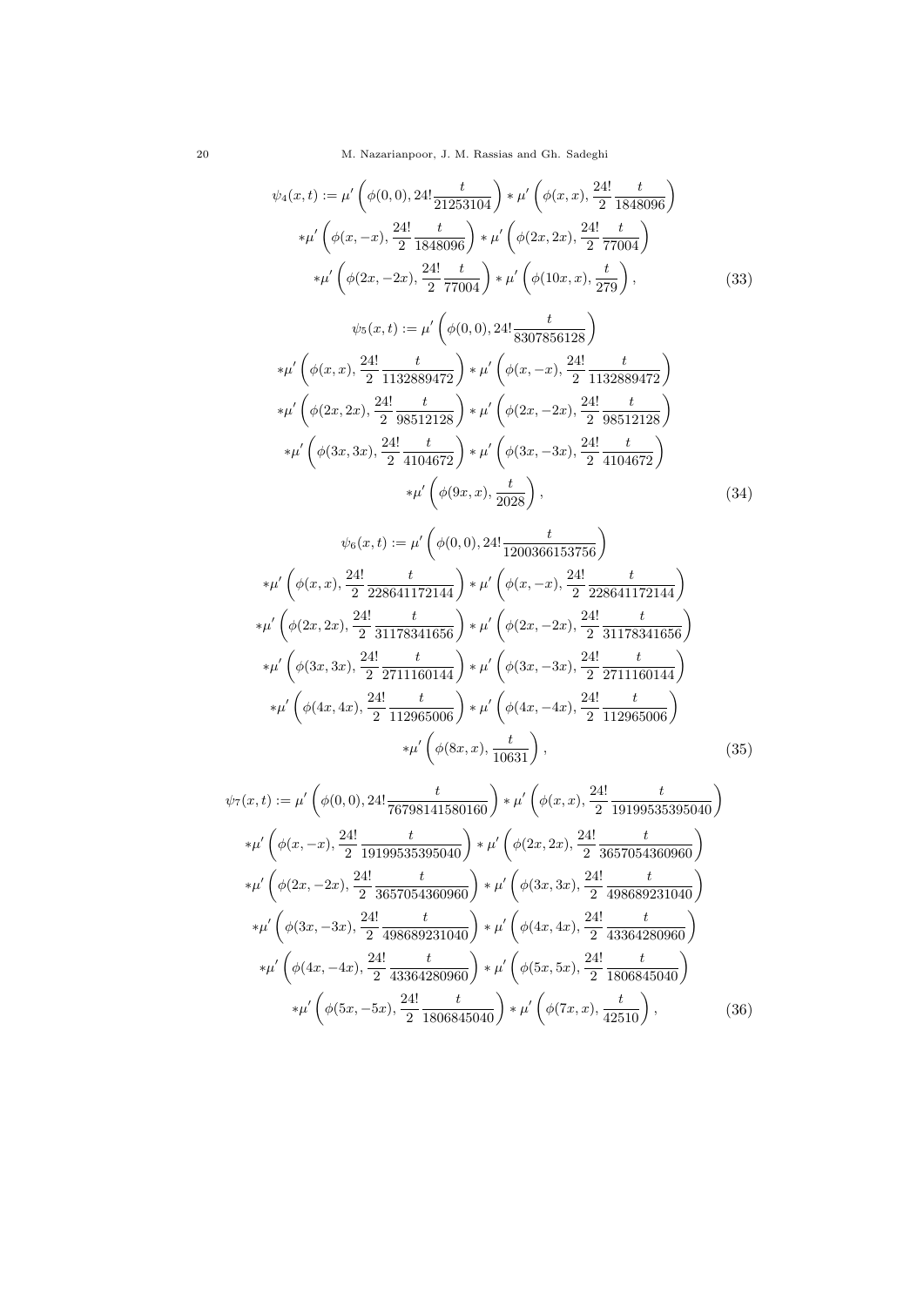$$
\begin{aligned}
\psi_4(x,t) := {} & \mu'\left(\phi(0,0), 24!\frac{t}{21253104}\right) * \mu'\left(\phi(x,x), \frac{24!}{2}\frac{t}{1848096}\right) \\
& * \mu'\left(\phi(x,-x), \frac{24!}{2}\frac{t}{1848096}\right) * \mu'\left(\phi(2x,2x), \frac{24!}{2}\frac{t}{77004}\right) \\
& * \mu'\left(\phi(2x,-2x), \frac{24!}{2}\frac{t}{77004}\right) * \mu'\left(\phi(10x,x), \frac{t}{279}\right),
\end{aligned} \tag{33}
$$

$$
\begin{aligned}
\psi_5(x,t) := {} & \mu'\left(\phi(0,0), 24!\frac{t}{8307856128}\right) \\
& * \mu'\left(\phi(x,x), \frac{24!}{2}\frac{t}{1132889472}\right) * \mu'\left(\phi(x,-x), \frac{24!}{2}\frac{t}{1132889472}\right) \\
& * \mu'\left(\phi(2x,2x), \frac{24!}{2}\frac{t}{98512128}\right) * \mu'\left(\phi(2x,-2x), \frac{24!}{2}\frac{t}{98512128}\right) \\
& * \mu'\left(\phi(3x,3x), \frac{24!}{2}\frac{t}{4104672}\right) * \mu'\left(\phi(3x,-3x), \frac{24!}{2}\frac{t}{4104672}\right) \\
& * \mu'\left(\phi(9x,x), \frac{t}{2028}\right),
\end{aligned} \tag{34}
$$

$$
\begin{aligned}
\psi_6(x,t) := {} & \mu'\left(\phi(0,0), 24!\frac{t}{1200366153756}\right) \\
& * \mu'\left(\phi(x,x), \frac{24!}{2}\frac{t}{228641172144}\right) * \mu'\left(\phi(x,-x), \frac{24!}{2}\frac{t}{228641172144}\right) \\
& * \mu'\left(\phi(2x,2x), \frac{24!}{2}\frac{t}{31178341656}\right) * \mu'\left(\phi(2x,-2x), \frac{24!}{2}\frac{t}{31178341656}\right) \\
& * \mu'\left(\phi(3x,3x), \frac{24!}{2}\frac{t}{2711160144}\right) * \mu'\left(\phi(3x,-3x), \frac{24!}{2}\frac{t}{2711160144}\right) \\
& * \mu'\left(\phi(4x,4x), \frac{24!}{2}\frac{t}{112965006}\right) * \mu'\left(\phi(4x,-4x), \frac{24!}{2}\frac{t}{112965006}\right) \\
& * \mu'\left(\phi(8x,x), \frac{t}{10631}\right),
\end{aligned} \tag{35}
$$

$$
\begin{aligned}
\psi_7(x,t) := {} & \mu'\left(\phi(0,0), 24!\frac{t}{76798141580160}\right) * \mu'\left(\phi(x,x), \frac{24!}{2}\frac{t}{19199535395040}\right) \\
& * \mu'\left(\phi(x,-x), \frac{24!}{2}\frac{t}{19199535395040}\right) * \mu'\left(\phi(2x,2x), \frac{24!}{2}\frac{t}{3657054360960}\right) \\
& * \mu'\left(\phi(2x,-2x), \frac{24!}{2}\frac{t}{3657054360960}\right) * \mu'\left(\phi(3x,3x), \frac{24!}{2}\frac{t}{498689231040}\right) \\
& * \mu'\left(\phi(3x,-3x), \frac{24!}{2}\frac{t}{498689231040}\right) * \mu'\left(\phi(4x,4x), \frac{24!}{2}\frac{t}{43364280960}\right) \\
& * \mu'\left(\phi(4x,-4x), \frac{24!}{2}\frac{t}{43364280960}\right) * \mu'\left(\phi(5x,5x), \frac{24!}{2}\frac{t}{1806845040}\right) \\
& * \mu'\left(\phi(5x,-5x), \frac{24!}{2}\frac{t}{1806845040}\right) * \mu'\left(\phi(7x,x), \frac{t}{42510}\right),
\end{aligned} \tag{36}
$$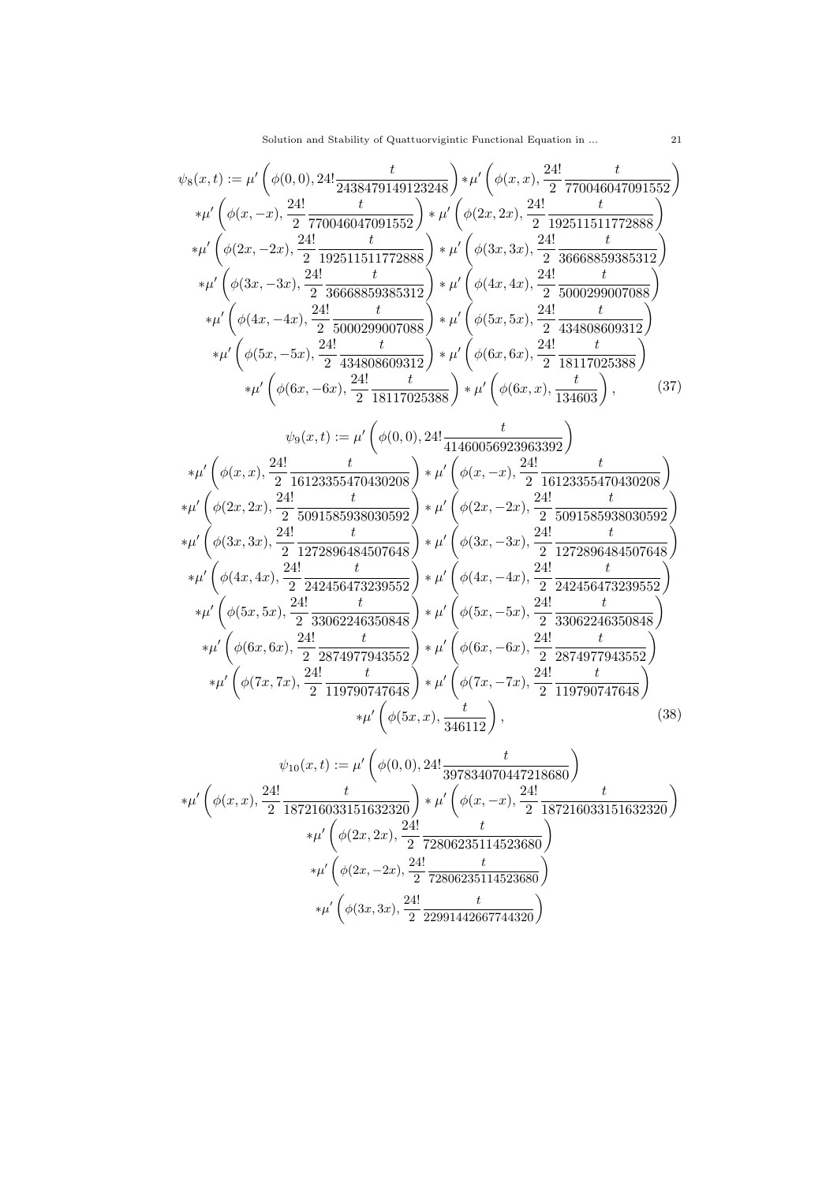$$
\begin{aligned}
\psi_8(x,t) := {} & \mu'\left(\phi(0,0), 24!\frac{t}{2438479149123248}\right) * \mu'\left(\phi(x,x), \frac{24!}{2}\frac{t}{770046047091552}\right) \\
& * \mu'\left(\phi(x,-x), \frac{24!}{2}\frac{t}{770046047091552}\right) * \mu'\left(\phi(2x,2x), \frac{24!}{2}\frac{t}{192511511772888}\right) \\
& * \mu'\left(\phi(2x,-2x), \frac{24!}{2}\frac{t}{192511511772888}\right) * \mu'\left(\phi(3x,3x), \frac{24!}{2}\frac{t}{36668859385312}\right) \\
& * \mu'\left(\phi(3x,-3x), \frac{24!}{2}\frac{t}{36668859385312}\right) * \mu'\left(\phi(4x,4x), \frac{24!}{2}\frac{t}{5000299007088}\right) \\
& * \mu'\left(\phi(4x,-4x), \frac{24!}{2}\frac{t}{5000299007088}\right) * \mu'\left(\phi(5x,5x), \frac{24!}{2}\frac{t}{434808609312}\right) \\
& * \mu'\left(\phi(5x,-5x), \frac{24!}{2}\frac{t}{434808609312}\right) * \mu'\left(\phi(6x,6x), \frac{24!}{2}\frac{t}{18117025388}\right) \\
& * \mu'\left(\phi(6x,-6x), \frac{24!}{2}\frac{t}{18117025388}\right) * \mu'\left(\phi(6x,x), \frac{t}{134603}\right),
\end{aligned} \tag{37}
$$

$$
\begin{aligned}
\psi_9(x,t) := {} & \mu'\left(\phi(0,0), 24!\frac{t}{41460056923963392}\right) \\
& * \mu'\left(\phi(x,x), \frac{24!}{2}\frac{t}{16123355470430208}\right) * \mu'\left(\phi(x,-x), \frac{24!}{2}\frac{t}{16123355470430208}\right) \\
& * \mu'\left(\phi(2x,2x), \frac{24!}{2}\frac{t}{5091585938030592}\right) * \mu'\left(\phi(2x,-2x), \frac{24!}{2}\frac{t}{5091585938030592}\right) \\
& * \mu'\left(\phi(3x,3x), \frac{24!}{2}\frac{t}{1272896484507648}\right) * \mu'\left(\phi(3x,-3x), \frac{24!}{2}\frac{t}{1272896484507648}\right) \\
& * \mu'\left(\phi(4x,4x), \frac{24!}{2}\frac{t}{242456473239552}\right) * \mu'\left(\phi(4x,-4x), \frac{24!}{2}\frac{t}{242456473239552}\right) \\
& * \mu'\left(\phi(5x,5x), \frac{24!}{2}\frac{t}{33062246350848}\right) * \mu'\left(\phi(5x,-5x), \frac{24!}{2}\frac{t}{33062246350848}\right) \\
& * \mu'\left(\phi(6x,6x), \frac{24!}{2}\frac{t}{2874977943552}\right) * \mu'\left(\phi(6x,-6x), \frac{24!}{2}\frac{t}{2874977943552}\right) \\
& * \mu'\left(\phi(7x,7x), \frac{24!}{2}\frac{t}{119790747648}\right) * \mu'\left(\phi(7x,-7x), \frac{24!}{2}\frac{t}{119790747648}\right) \\
& * \mu'\left(\phi(5x,x), \frac{t}{346112}\right),
\end{aligned} \tag{38}
$$

$$
\begin{aligned}
\psi_{10}(x,t) := {} & \mu'\left(\phi(0,0), 24!\frac{t}{397834070447218680}\right) \\
& * \mu'\left(\phi(x,x), \frac{24!}{2}\frac{t}{187216033151632320}\right) * \mu'\left(\phi(x,-x), \frac{24!}{2}\frac{t}{187216033151632320}\right) \\
& * \mu'\left(\phi(2x,2x), \frac{24!}{2}\frac{t}{72806235114523680}\right) \\
& * \mu'\left(\phi(2x,-2x), \frac{24!}{2}\frac{t}{72806235114523680}\right) \\
& * \mu'\left(\phi(3x,3x), \frac{24!}{2}\frac{t}{22991442667744320}\right)
\end{aligned}
$$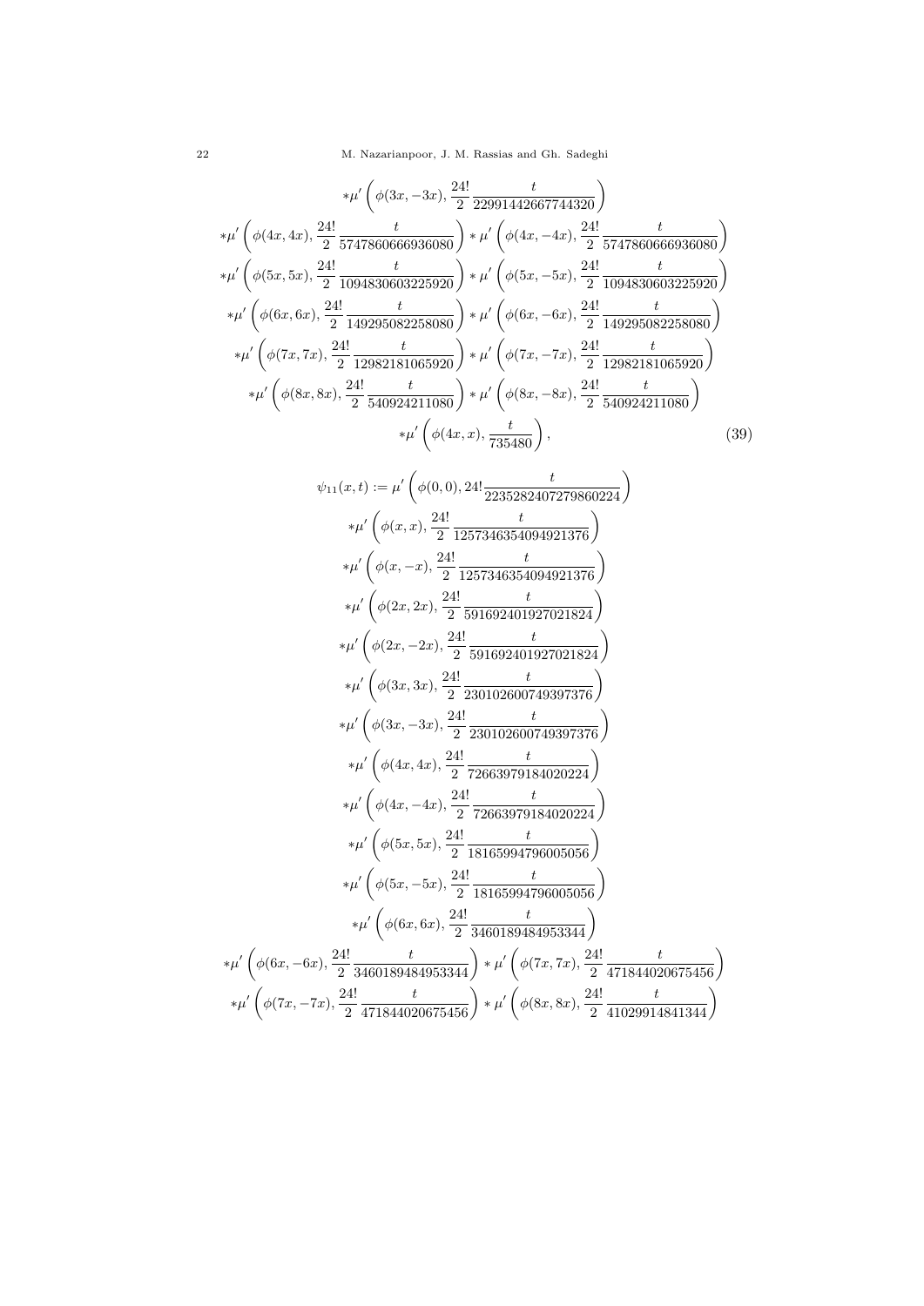$$
*\mu'\left(\phi(3x,-3x),\frac{24!}{2}\frac{t}{22991442667744320}\right)
$$

$$
*\mu'\left(\phi(4x,4x),\frac{24!}{2}\frac{t}{5747860666936080}\right)*\mu'\left(\phi(4x,-4x),\frac{24!}{2}\frac{t}{5747860666936080}\right)
$$

$$
*\mu'\left(\phi(5x,5x),\frac{24!}{2}\frac{t}{1094830603225920}\right)*\mu'\left(\phi(5x,-5x),\frac{24!}{2}\frac{t}{1094830603225920}\right)
$$

$$
*\mu'\left(\phi(6x,6x),\frac{24!}{2}\frac{t}{149295082258080}\right)*\mu'\left(\phi(6x,-6x),\frac{24!}{2}\frac{t}{149295082258080}\right)
$$

$$
*\mu'\left(\phi(7x,7x),\frac{24!}{2}\frac{t}{12982181065920}\right)*\mu'\left(\phi(7x,-7x),\frac{24!}{2}\frac{t}{12982181065920}\right)
$$

$$
*\mu'\left(\phi(8x,8x),\frac{24!}{2}\frac{t}{540924211080}\right)*\mu'\left(\phi(8x,-8x),\frac{24!}{2}\frac{t}{540924211080}\right)
$$

$$
*\mu'\left(\phi(4x,x),\frac{t}{735480}\right), \tag{39}
$$

$$
\psi_{11}(x,t):=\mu'\left(\phi(0,0),24!\frac{t}{2235282407279860224}\right)
$$

$$
*\mu'\left(\phi(x,x),\frac{24!}{2}\frac{t}{1257346354094921376}\right)
$$

$$
*\mu'\left(\phi(x,-x),\frac{24!}{2}\frac{t}{1257346354094921376}\right)
$$

$$
*\mu'\left(\phi(2x,2x),\frac{24!}{2}\frac{t}{591692401927021824}\right)
$$

$$
*\mu'\left(\phi(2x,-2x),\frac{24!}{2}\frac{t}{591692401927021824}\right)
$$

$$
*\mu'\left(\phi(3x,3x),\frac{24!}{2}\frac{t}{230102600749397376}\right)
$$

$$
*\mu'\left(\phi(3x,-3x),\frac{24!}{2}\frac{t}{230102600749397376}\right)
$$

$$
*\mu'\left(\phi(4x,4x),\frac{24!}{2}\frac{t}{72663979184020224}\right)
$$

$$
*\mu'\left(\phi(4x,-4x),\frac{24!}{2}\frac{t}{72663979184020224}\right)
$$

$$
*\mu'\left(\phi(5x,5x),\frac{24!}{2}\frac{t}{18165994796005056}\right)
$$

$$
*\mu'\left(\phi(5x,-5x),\frac{24!}{2}\frac{t}{18165994796005056}\right)
$$

$$
*\mu'\left(\phi(6x,6x),\frac{24!}{2}\frac{t}{3460189484953344}\right)
$$

$$
*\mu'\left(\phi(6x,-6x),\frac{24!}{2}\frac{t}{3460189484953344}\right)*\mu'\left(\phi(7x,7x),\frac{24!}{2}\frac{t}{471844020675456}\right)
$$

$$
*\mu'\left(\phi(7x,-7x),\frac{24!}{2}\frac{t}{471844020675456}\right)*\mu'\left(\phi(8x,8x),\frac{24!}{2}\frac{t}{41029914841344}\right)
$$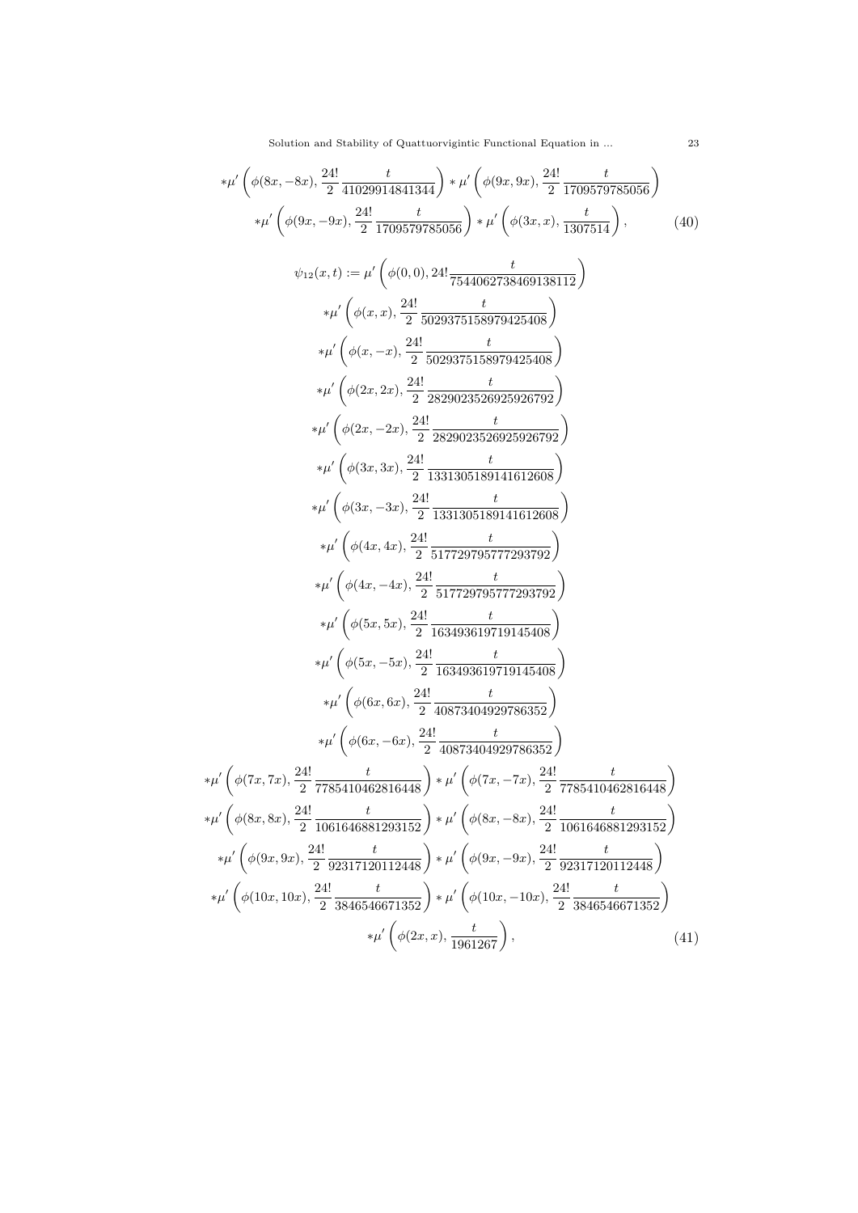$$
*\mu'\left(\phi(8x,-8x),\frac{24!}{2}\frac{t}{41029914841344}\right)*\mu'\left(\phi(9x,9x),\frac{24!}{2}\frac{t}{1709579785056}\right)
$$

$$
*\mu'\left(\phi(9x,-9x),\frac{24!}{2}\frac{t}{1709579785056}\right)*\mu'\left(\phi(3x,x),\frac{t}{1307514}\right), \tag{40}
$$

$$
\begin{aligned}
\psi_{12}(x,t) := \mu'\left(\phi(0,0),24!\frac{t}{7544062738469138112}\right)&\\
*\mu'\left(\phi(x,x),\frac{24!}{2}\frac{t}{5029375158979425408}\right)&\\
*\mu'\left(\phi(x,-x),\frac{24!}{2}\frac{t}{5029375158979425408}\right)&\\
*\mu'\left(\phi(2x,2x),\frac{24!}{2}\frac{t}{2829023526925926792}\right)&\\
*\mu'\left(\phi(2x,-2x),\frac{24!}{2}\frac{t}{2829023526925926792}\right)&\\
*\mu'\left(\phi(3x,3x),\frac{24!}{2}\frac{t}{1331305189141612608}\right)&\\
*\mu'\left(\phi(3x,-3x),\frac{24!}{2}\frac{t}{1331305189141612608}\right)&\\
*\mu'\left(\phi(4x,4x),\frac{24!}{2}\frac{t}{517729795777293792}\right)&\\
*\mu'\left(\phi(4x,-4x),\frac{24!}{2}\frac{t}{517729795777293792}\right)&\\
*\mu'\left(\phi(5x,5x),\frac{24!}{2}\frac{t}{163493619719145408}\right)&\\
*\mu'\left(\phi(5x,-5x),\frac{24!}{2}\frac{t}{163493619719145408}\right)&\\
*\mu'\left(\phi(6x,6x),\frac{24!}{2}\frac{t}{40873404929786352}\right)&\\
*\mu'\left(\phi(6x,-6x),\frac{24!}{2}\frac{t}{40873404929786352}\right)&
\end{aligned}
$$

$$
*\mu'\left(\phi(7x,7x),\frac{24!}{2}\frac{t}{7785410462816448}\right)*\mu'\left(\phi(7x,-7x),\frac{24!}{2}\frac{t}{7785410462816448}\right)
$$

$$
*\mu'\left(\phi(8x,8x),\frac{24!}{2}\frac{t}{1061646881293152}\right)*\mu'\left(\phi(8x,-8x),\frac{24!}{2}\frac{t}{1061646881293152}\right)
$$

$$
*\mu'\left(\phi(9x,9x),\frac{24!}{2}\frac{t}{92317120112448}\right)*\mu'\left(\phi(9x,-9x),\frac{24!}{2}\frac{t}{92317120112448}\right)
$$

$$
*\mu'\left(\phi(10x,10x),\frac{24!}{2}\frac{t}{3846546671352}\right)*\mu'\left(\phi(10x,-10x),\frac{24!}{2}\frac{t}{3846546671352}\right)
$$

$$
*\mu'\left(\phi(2x,x),\frac{t}{1961267}\right), \tag{41}
$$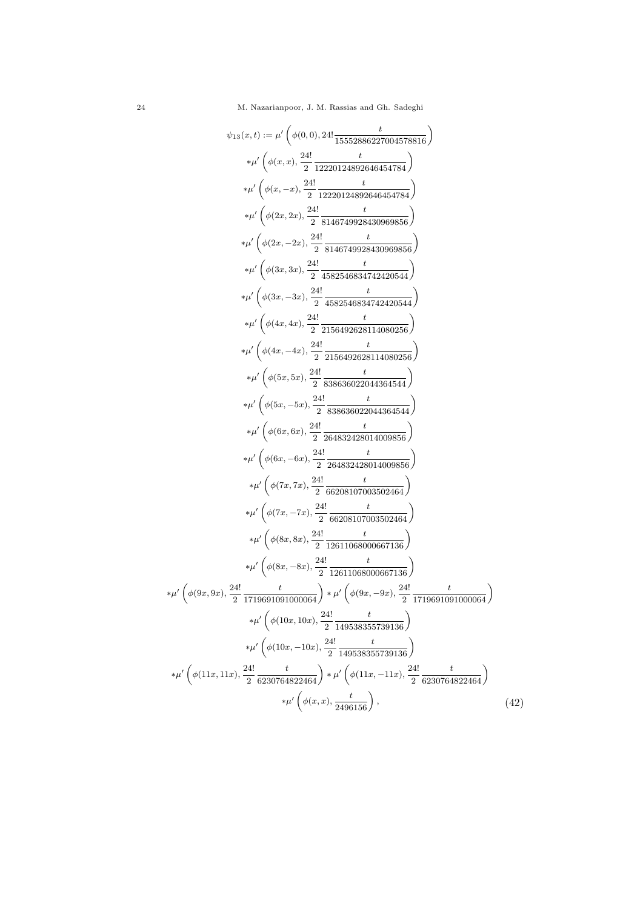$$
\begin{aligned}
\psi_{13}(x,t) := \mu'\left(\phi(0,0), 24!\frac{t}{15552886227004578816}\right)\\
*\mu'\left(\phi(x,x), \frac{24!}{2}\frac{t}{12220124892646454784}\right)\\
*\mu'\left(\phi(x,-x), \frac{24!}{2}\frac{t}{12220124892646454784}\right)\\
*\mu'\left(\phi(2x,2x), \frac{24!}{2}\frac{t}{8146749928430969856}\right)\\
*\mu'\left(\phi(2x,-2x), \frac{24!}{2}\frac{t}{8146749928430969856}\right)\\
*\mu'\left(\phi(3x,3x), \frac{24!}{2}\frac{t}{4582546834742420544}\right)\\
*\mu'\left(\phi(3x,-3x), \frac{24!}{2}\frac{t}{4582546834742420544}\right)\\
*\mu'\left(\phi(4x,4x), \frac{24!}{2}\frac{t}{2156492628114080256}\right)\\
*\mu'\left(\phi(4x,-4x), \frac{24!}{2}\frac{t}{2156492628114080256}\right)\\
*\mu'\left(\phi(5x,5x), \frac{24!}{2}\frac{t}{838636022044364544}\right)\\
*\mu'\left(\phi(5x,-5x), \frac{24!}{2}\frac{t}{838636022044364544}\right)\\
*\mu'\left(\phi(6x,6x), \frac{24!}{2}\frac{t}{264832428014009856}\right)\\
*\mu'\left(\phi(6x,-6x), \frac{24!}{2}\frac{t}{264832428014009856}\right)\\
*\mu'\left(\phi(7x,7x), \frac{24!}{2}\frac{t}{66208107003502464}\right)\\
*\mu'\left(\phi(7x,-7x), \frac{24!}{2}\frac{t}{66208107003502464}\right)\\
*\mu'\left(\phi(8x,8x), \frac{24!}{2}\frac{t}{12611068000667136}\right)\\
*\mu'\left(\phi(8x,-8x), \frac{24!}{2}\frac{t}{12611068000667136}\right)\\
*\mu'\left(\phi(9x,9x), \frac{24!}{2}\frac{t}{1719691091000064}\right) * \mu'\left(\phi(9x,-9x), \frac{24!}{2}\frac{t}{1719691091000064}\right)\\
*\mu'\left(\phi(10x,10x), \frac{24!}{2}\frac{t}{149538355739136}\right)\\
*\mu'\left(\phi(10x,-10x), \frac{24!}{2}\frac{t}{149538355739136}\right)\\
*\mu'\left(\phi(11x,11x), \frac{24!}{2}\frac{t}{6230764822464}\right) * \mu'\left(\phi(11x,-11x), \frac{24!}{2}\frac{t}{6230764822464}\right)\\
*\mu'\left(\phi(x,x), \frac{t}{2496156}\right),
\end{aligned}
\tag{42}
$$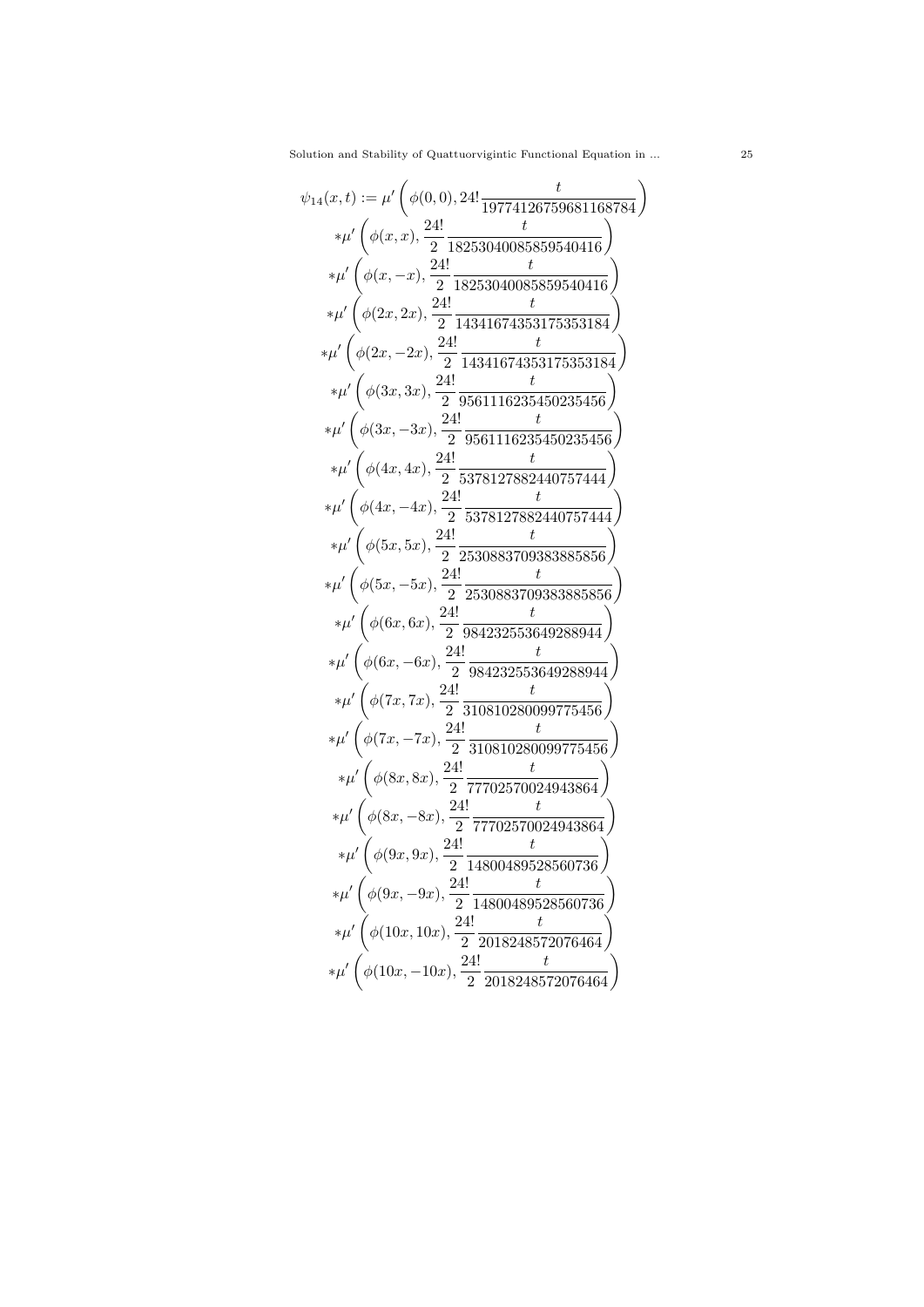$$
\begin{aligned}
\psi_{14}(x,t) := \mu'\left(\phi(0,0), 24!\frac{t}{19774126759681168784}\right)\\
*\mu'\left(\phi(x,x), \frac{24!}{2}\frac{t}{18253040085859540416}\right)\\
*\mu'\left(\phi(x,-x), \frac{24!}{2}\frac{t}{18253040085859540416}\right)\\
*\mu'\left(\phi(2x,2x), \frac{24!}{2}\frac{t}{14341674353175353184}\right)\\
*\mu'\left(\phi(2x,-2x), \frac{24!}{2}\frac{t}{14341674353175353184}\right)\\
*\mu'\left(\phi(3x,3x), \frac{24!}{2}\frac{t}{9561116235450235456}\right)\\
*\mu'\left(\phi(3x,-3x), \frac{24!}{2}\frac{t}{9561116235450235456}\right)\\
*\mu'\left(\phi(4x,4x), \frac{24!}{2}\frac{t}{5378127882440757444}\right)\\
*\mu'\left(\phi(4x,-4x), \frac{24!}{2}\frac{t}{5378127882440757444}\right)\\
*\mu'\left(\phi(5x,5x), \frac{24!}{2}\frac{t}{2530883709383885856}\right)\\
*\mu'\left(\phi(5x,-5x), \frac{24!}{2}\frac{t}{2530883709383885856}\right)\\
*\mu'\left(\phi(6x,6x), \frac{24!}{2}\frac{t}{984232553649288944}\right)\\
*\mu'\left(\phi(6x,-6x), \frac{24!}{2}\frac{t}{984232553649288944}\right)\\
*\mu'\left(\phi(7x,7x), \frac{24!}{2}\frac{t}{310810280099775456}\right)\\
*\mu'\left(\phi(7x,-7x), \frac{24!}{2}\frac{t}{310810280099775456}\right)\\
*\mu'\left(\phi(8x,8x), \frac{24!}{2}\frac{t}{77702570024943864}\right)\\
*\mu'\left(\phi(8x,-8x), \frac{24!}{2}\frac{t}{77702570024943864}\right)\\
*\mu'\left(\phi(9x,9x), \frac{24!}{2}\frac{t}{14800489528560736}\right)\\
*\mu'\left(\phi(9x,-9x), \frac{24!}{2}\frac{t}{14800489528560736}\right)\\
*\mu'\left(\phi(10x,10x), \frac{24!}{2}\frac{t}{2018248572076464}\right)\\
*\mu'\left(\phi(10x,-10x), \frac{24!}{2}\frac{t}{2018248572076464}\right)
\end{aligned}
$$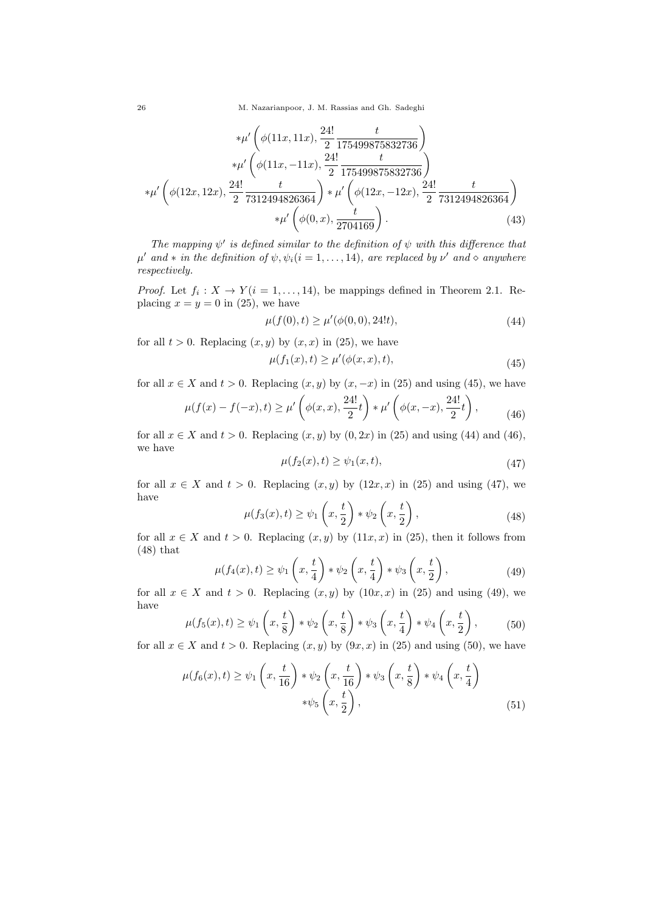$$
\begin{aligned}
&*\mu'\left(\phi(11x,11x),\frac{24!}{2}\frac{t}{175499875832736}\right)\\
&*\mu'\left(\phi(11x,-11x),\frac{24!}{2}\frac{t}{175499875832736}\right)\\
*\mu'&\left(\phi(12x,12x),\frac{24!}{2}\frac{t}{7312494826364}\right)*\mu'\left(\phi(12x,-12x),\frac{24!}{2}\frac{t}{7312494826364}\right)\\
&*\mu'\left(\phi(0,x),\frac{t}{2704169}\right). \qquad (43)
\end{aligned}
$$

*The mapping $\psi'$ is defined similar to the definition of $\psi$ with this difference that $\mu'$ and $*$ in the definition of $\psi, \psi_i (i = 1, \ldots, 14)$, are replaced by $\nu'$ and $\diamond$ anywhere respectively.*

*Proof.* Let $f_i : X \to Y (i = 1, \ldots, 14)$, be mappings defined in Theorem 2.1. Replacing $x = y = 0$ in (25), we have

$$
\mu(f(0),t) \geq \mu'(\phi(0,0), 24!t), \qquad (44)
$$

for all $t > 0$. Replacing $(x, y)$ by $(x, x)$ in (25), we have

$$
\mu(f_1(x),t) \geq \mu'(\phi(x,x),t), \qquad (45)
$$

for all $x \in X$ and $t > 0$. Replacing $(x, y)$ by $(x, -x)$ in (25) and using (45), we have

$$
\mu(f(x)-f(-x),t) \geq \mu'\left(\phi(x,x),\frac{24!}{2}t\right)*\mu'\left(\phi(x,-x),\frac{24!}{2}t\right), \qquad (46)
$$

for all $x \in X$ and $t > 0$. Replacing $(x, y)$ by $(0, 2x)$ in (25) and using (44) and (46), we have

$$
\mu(f_2(x),t) \geq \psi_1(x,t), \qquad (47)
$$

for all $x \in X$ and $t > 0$. Replacing $(x, y)$ by $(12x, x)$ in (25) and using (47), we have

$$
\mu(f_3(x),t) \geq \psi_1\left(x,\frac{t}{2}\right)*\psi_2\left(x,\frac{t}{2}\right), \qquad (48)
$$

for all $x \in X$ and $t > 0$. Replacing $(x, y)$ by $(11x, x)$ in (25), then it follows from (48) that

$$
\mu(f_4(x),t) \geq \psi_1\left(x,\frac{t}{4}\right)*\psi_2\left(x,\frac{t}{4}\right)*\psi_3\left(x,\frac{t}{2}\right), \qquad (49)
$$

for all $x \in X$ and $t > 0$. Replacing $(x, y)$ by $(10x, x)$ in (25) and using (49), we have

$$
\mu(f_5(x),t) \geq \psi_1\left(x,\frac{t}{8}\right)*\psi_2\left(x,\frac{t}{8}\right)*\psi_3\left(x,\frac{t}{4}\right)*\psi_4\left(x,\frac{t}{2}\right), \qquad (50)
$$

for all $x \in X$ and $t > 0$. Replacing $(x, y)$ by $(9x, x)$ in (25) and using (50), we have

$$
\begin{aligned}
\mu(f_6(x),t) \geq\ &\psi_1\left(x,\frac{t}{16}\right)*\psi_2\left(x,\frac{t}{16}\right)*\psi_3\left(x,\frac{t}{8}\right)*\psi_4\left(x,\frac{t}{4}\right)\\
&*\psi_5\left(x,\frac{t}{2}\right), \qquad (51)
\end{aligned}
$$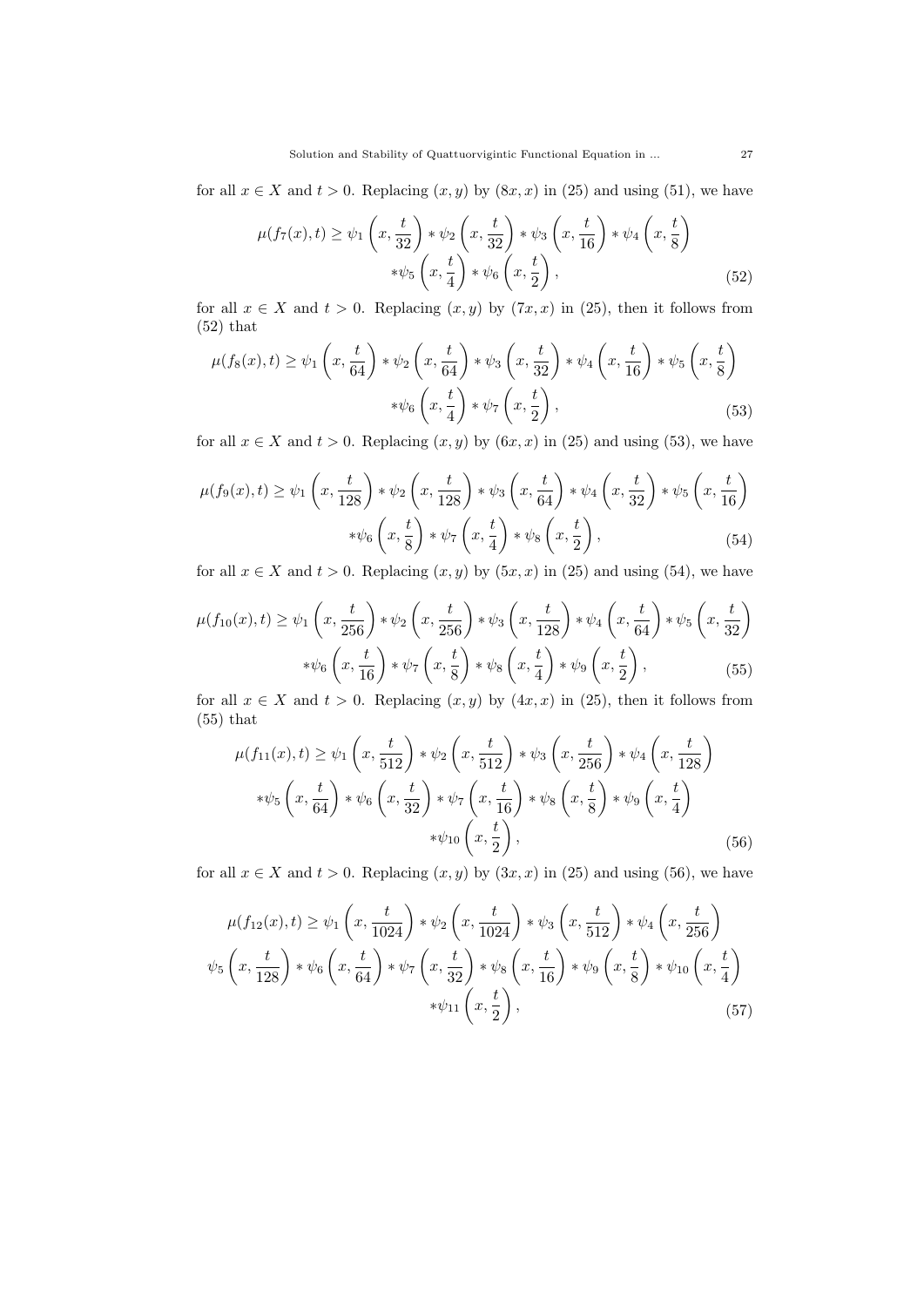for all $x \in X$ and $t > 0$. Replacing $(x, y)$ by $(8x, x)$ in (25) and using (51), we have

$$\mu(f_7(x), t) \geq \psi_1\left(x, \frac{t}{32}\right) * \psi_2\left(x, \frac{t}{32}\right) * \psi_3\left(x, \frac{t}{16}\right) * \psi_4\left(x, \frac{t}{8}\right)$$
$$* \psi_5\left(x, \frac{t}{4}\right) * \psi_6\left(x, \frac{t}{2}\right), \tag{52}$$

for all $x \in X$ and $t > 0$. Replacing $(x, y)$ by $(7x, x)$ in (25), then it follows from (52) that

$$\mu(f_8(x), t) \geq \psi_1\left(x, \frac{t}{64}\right) * \psi_2\left(x, \frac{t}{64}\right) * \psi_3\left(x, \frac{t}{32}\right) * \psi_4\left(x, \frac{t}{16}\right) * \psi_5\left(x, \frac{t}{8}\right)$$
$$* \psi_6\left(x, \frac{t}{4}\right) * \psi_7\left(x, \frac{t}{2}\right), \tag{53}$$

for all $x \in X$ and $t > 0$. Replacing $(x, y)$ by $(6x, x)$ in (25) and using (53), we have

$$\mu(f_9(x), t) \geq \psi_1\left(x, \frac{t}{128}\right) * \psi_2\left(x, \frac{t}{128}\right) * \psi_3\left(x, \frac{t}{64}\right) * \psi_4\left(x, \frac{t}{32}\right) * \psi_5\left(x, \frac{t}{16}\right)$$
$$* \psi_6\left(x, \frac{t}{8}\right) * \psi_7\left(x, \frac{t}{4}\right) * \psi_8\left(x, \frac{t}{2}\right), \tag{54}$$

for all $x \in X$ and $t > 0$. Replacing $(x, y)$ by $(5x, x)$ in (25) and using (54), we have

$$\mu(f_{10}(x), t) \geq \psi_1\left(x, \frac{t}{256}\right) * \psi_2\left(x, \frac{t}{256}\right) * \psi_3\left(x, \frac{t}{128}\right) * \psi_4\left(x, \frac{t}{64}\right) * \psi_5\left(x, \frac{t}{32}\right)$$
$$* \psi_6\left(x, \frac{t}{16}\right) * \psi_7\left(x, \frac{t}{8}\right) * \psi_8\left(x, \frac{t}{4}\right) * \psi_9\left(x, \frac{t}{2}\right), \tag{55}$$

for all $x \in X$ and $t > 0$. Replacing $(x, y)$ by $(4x, x)$ in (25), then it follows from (55) that

$$\mu(f_{11}(x), t) \geq \psi_1\left(x, \frac{t}{512}\right) * \psi_2\left(x, \frac{t}{512}\right) * \psi_3\left(x, \frac{t}{256}\right) * \psi_4\left(x, \frac{t}{128}\right)$$
$$* \psi_5\left(x, \frac{t}{64}\right) * \psi_6\left(x, \frac{t}{32}\right) * \psi_7\left(x, \frac{t}{16}\right) * \psi_8\left(x, \frac{t}{8}\right) * \psi_9\left(x, \frac{t}{4}\right)$$
$$* \psi_{10}\left(x, \frac{t}{2}\right), \tag{56}$$

for all $x \in X$ and $t > 0$. Replacing $(x, y)$ by $(3x, x)$ in (25) and using (56), we have

$$\mu(f_{12}(x), t) \geq \psi_1\left(x, \frac{t}{1024}\right) * \psi_2\left(x, \frac{t}{1024}\right) * \psi_3\left(x, \frac{t}{512}\right) * \psi_4\left(x, \frac{t}{256}\right)$$
$$\psi_5\left(x, \frac{t}{128}\right) * \psi_6\left(x, \frac{t}{64}\right) * \psi_7\left(x, \frac{t}{32}\right) * \psi_8\left(x, \frac{t}{16}\right) * \psi_9\left(x, \frac{t}{8}\right) * \psi_{10}\left(x, \frac{t}{4}\right)$$
$$* \psi_{11}\left(x, \frac{t}{2}\right), \tag{57}$$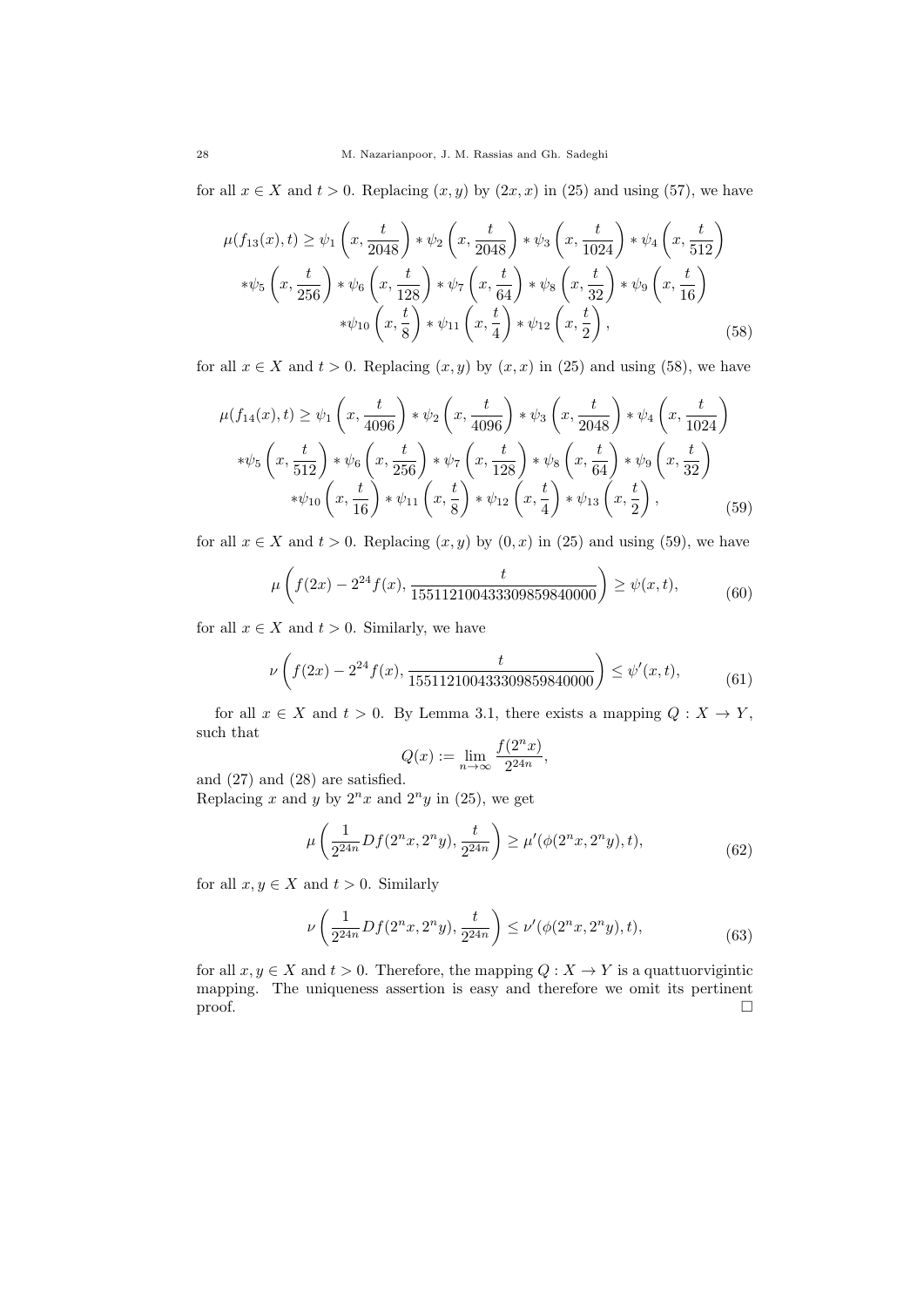for all $x \in X$ and $t > 0$. Replacing $(x, y)$ by $(2x, x)$ in (25) and using (57), we have

$$\mu(f_{13}(x), t) \geq \psi_1\left(x, \frac{t}{2048}\right) * \psi_2\left(x, \frac{t}{2048}\right) * \psi_3\left(x, \frac{t}{1024}\right) * \psi_4\left(x, \frac{t}{512}\right)$$
$$* \psi_5\left(x, \frac{t}{256}\right) * \psi_6\left(x, \frac{t}{128}\right) * \psi_7\left(x, \frac{t}{64}\right) * \psi_8\left(x, \frac{t}{32}\right) * \psi_9\left(x, \frac{t}{16}\right)$$
$$* \psi_{10}\left(x, \frac{t}{8}\right) * \psi_{11}\left(x, \frac{t}{4}\right) * \psi_{12}\left(x, \frac{t}{2}\right), \tag{58}$$

for all $x \in X$ and $t > 0$. Replacing $(x, y)$ by $(x, x)$ in (25) and using (58), we have

$$\mu(f_{14}(x), t) \geq \psi_1\left(x, \frac{t}{4096}\right) * \psi_2\left(x, \frac{t}{4096}\right) * \psi_3\left(x, \frac{t}{2048}\right) * \psi_4\left(x, \frac{t}{1024}\right)$$
$$* \psi_5\left(x, \frac{t}{512}\right) * \psi_6\left(x, \frac{t}{256}\right) * \psi_7\left(x, \frac{t}{128}\right) * \psi_8\left(x, \frac{t}{64}\right) * \psi_9\left(x, \frac{t}{32}\right)$$
$$* \psi_{10}\left(x, \frac{t}{16}\right) * \psi_{11}\left(x, \frac{t}{8}\right) * \psi_{12}\left(x, \frac{t}{4}\right) * \psi_{13}\left(x, \frac{t}{2}\right), \tag{59}$$

for all $x \in X$ and $t > 0$. Replacing $(x, y)$ by $(0, x)$ in (25) and using (59), we have

$$\mu\left(f(2x) - 2^{24} f(x), \frac{t}{15511210043330985984000}\right) \geq \psi(x, t), \tag{60}$$

for all $x \in X$ and $t > 0$. Similarly, we have

$$\nu\left(f(2x) - 2^{24} f(x), \frac{t}{15511210043330985984000}\right) \leq \psi'(x, t), \tag{61}$$

for all $x \in X$ and $t > 0$. By Lemma 3.1, there exists a mapping $Q : X \to Y$, such that

$$Q(x) := \lim_{n\to\infty} \frac{f(2^n x)}{2^{24n}},$$

and (27) and (28) are satisfied.
Replacing $x$ and $y$ by $2^n x$ and $2^n y$ in (25), we get

$$\mu\left(\frac{1}{2^{24n}} Df(2^n x, 2^n y), \frac{t}{2^{24n}}\right) \geq \mu'(\phi(2^n x, 2^n y), t), \tag{62}$$

for all $x, y \in X$ and $t > 0$. Similarly

$$\nu\left(\frac{1}{2^{24n}} Df(2^n x, 2^n y), \frac{t}{2^{24n}}\right) \leq \nu'(\phi(2^n x, 2^n y), t), \tag{63}$$

for all $x, y \in X$ and $t > 0$. Therefore, the mapping $Q : X \to Y$ is a quattuorvigintic mapping. The uniqueness assertion is easy and therefore we omit its pertinent proof. □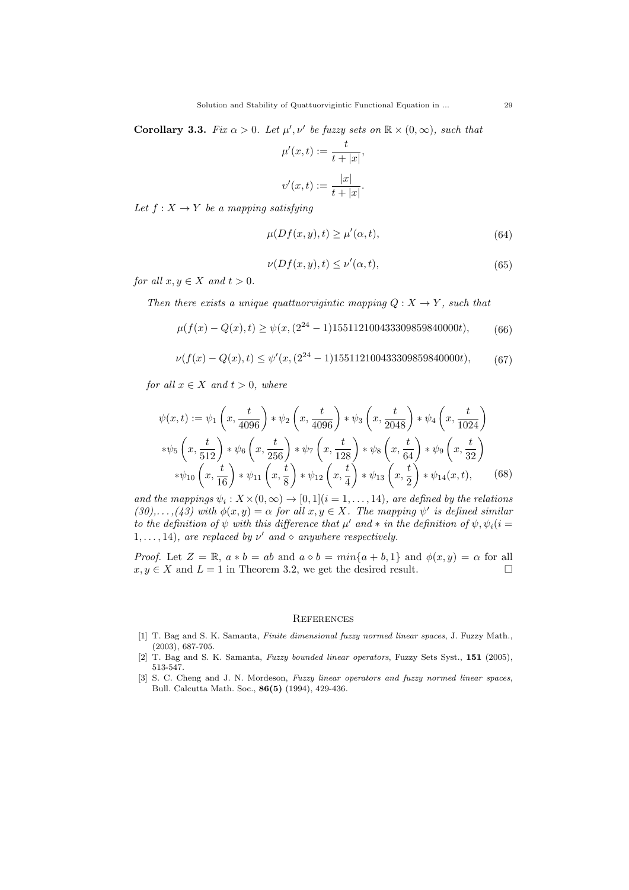**Corollary 3.3.** *Fix $\alpha > 0$. Let $\mu', \nu'$ be fuzzy sets on $\mathbb{R} \times (0, \infty)$, such that*

$$\mu'(x,t) := \frac{t}{t+|x|},$$

$$\upsilon'(x,t) := \frac{|x|}{t+|x|}.$$

*Let $f : X \to Y$ be a mapping satisfying*

$$\mu(Df(x,y),t) \geq \mu'(\alpha,t), \tag{64}$$

$$\nu(Df(x,y),t) \leq \nu'(\alpha,t), \tag{65}$$

*for all $x, y \in X$ and $t > 0$.*

*Then there exists a unique quattuorvigintic mapping $Q : X \to Y$, such that*

$$\mu(f(x) - Q(x),t) \geq \psi(x,(2^{24}-1)15511210043330985984000 0t), \tag{66}$$

$$\nu(f(x) - Q(x),t) \leq \psi'(x,(2^{24}-1)15511210043330985984000 0t), \tag{67}$$

*for all $x \in X$ and $t > 0$, where*

$$\begin{aligned}
\psi(x,t) := \psi_1\left(x,\frac{t}{4096}\right) * \psi_2\left(x,\frac{t}{4096}\right) * \psi_3\left(x,\frac{t}{2048}\right) * \psi_4\left(x,\frac{t}{1024}\right) \\
*\psi_5\left(x,\frac{t}{512}\right) * \psi_6\left(x,\frac{t}{256}\right) * \psi_7\left(x,\frac{t}{128}\right) * \psi_8\left(x,\frac{t}{64}\right) * \psi_9\left(x,\frac{t}{32}\right) \\
*\psi_{10}\left(x,\frac{t}{16}\right) * \psi_{11}\left(x,\frac{t}{8}\right) * \psi_{12}\left(x,\frac{t}{4}\right) * \psi_{13}\left(x,\frac{t}{2}\right) * \psi_{14}(x,t),
\end{aligned} \tag{68}$$

*and the mappings $\psi_i : X \times (0,\infty) \to [0,1] (i = 1,\ldots,14)$, are defined by the relations (30),...,(43) with $\phi(x,y) = \alpha$ for all $x, y \in X$. The mapping $\psi'$ is defined similar to the definition of $\psi$ with this difference that $\mu'$ and $*$ in the definition of $\psi, \psi_i (i = 1,\ldots,14)$, are replaced by $\nu'$ and $\diamond$ anywhere respectively.*

*Proof.* Let $Z = \mathbb{R}$, $a * b = ab$ and $a \diamond b = min\{a + b, 1\}$ and $\phi(x,y) = \alpha$ for all $x, y \in X$ and $L = 1$ in Theorem 3.2, we get the desired result. □

## References

[1] T. Bag and S. K. Samanta, *Finite dimensional fuzzy normed linear spaces*, J. Fuzzy Math., (2003), 687-705.

[2] T. Bag and S. K. Samanta, *Fuzzy bounded linear operators*, Fuzzy Sets Syst., **151** (2005), 513-547.

[3] S. C. Cheng and J. N. Mordeson, *Fuzzy linear operators and fuzzy normed linear spaces*, Bull. Calcutta Math. Soc., **86(5)** (1994), 429-436.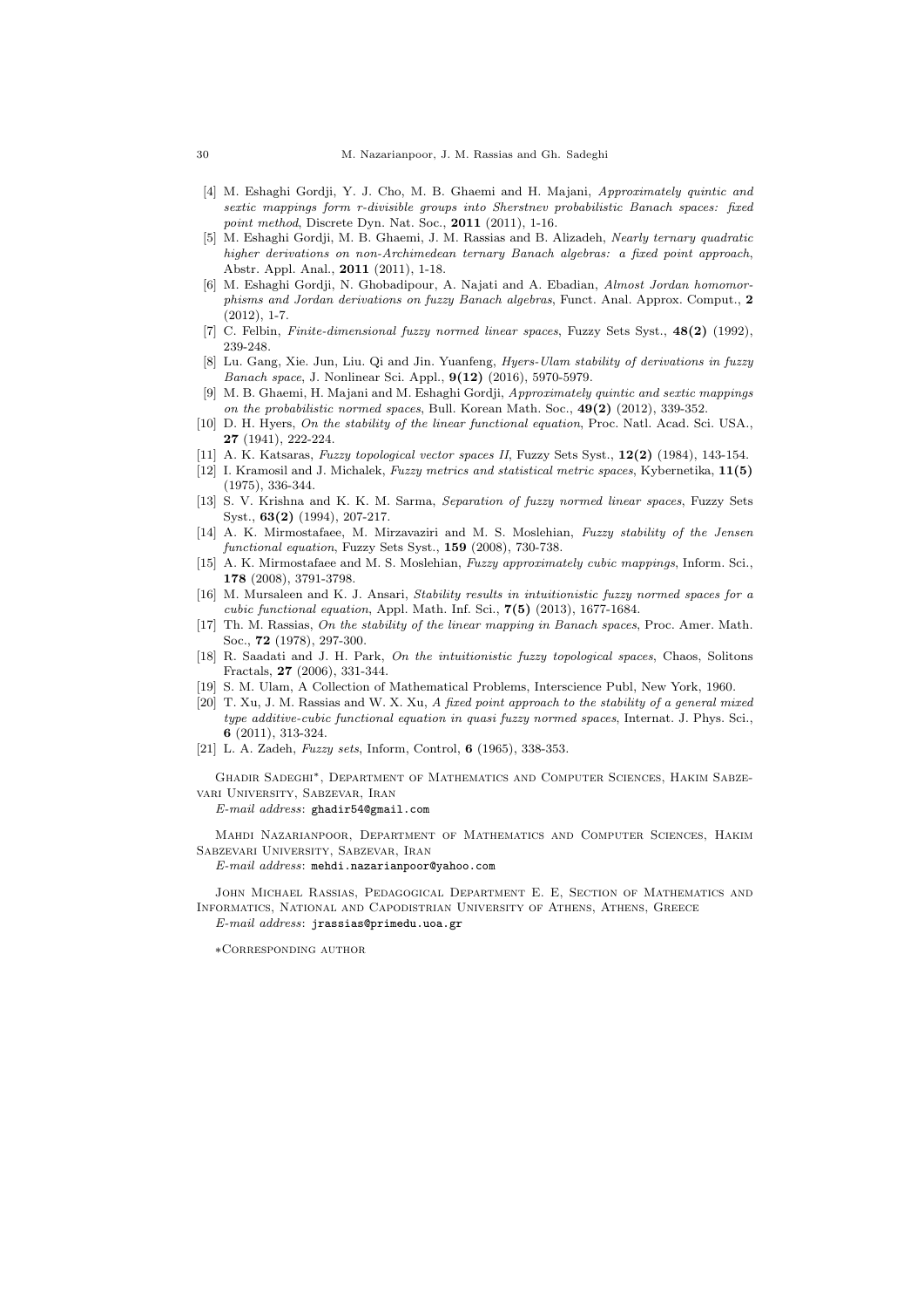[4] M. Eshaghi Gordji, Y. J. Cho, M. B. Ghaemi and H. Majani, *Approximately quintic and sextic mappings form r-divisible groups into Sherstnev probabilistic Banach spaces: fixed point method*, Discrete Dyn. Nat. Soc., **2011** (2011), 1-16.

[5] M. Eshaghi Gordji, M. B. Ghaemi, J. M. Rassias and B. Alizadeh, *Nearly ternary quadratic higher derivations on non-Archimedean ternary Banach algebras: a fixed point approach*, Abstr. Appl. Anal., **2011** (2011), 1-18.

[6] M. Eshaghi Gordji, N. Ghobadipour, A. Najati and A. Ebadian, *Almost Jordan homomorphisms and Jordan derivations on fuzzy Banach algebras*, Funct. Anal. Approx. Comput., **2** (2012), 1-7.

[7] C. Felbin, *Finite-dimensional fuzzy normed linear spaces*, Fuzzy Sets Syst., **48(2)** (1992), 239-248.

[8] Lu. Gang, Xie. Jun, Liu. Qi and Jin. Yuanfeng, *Hyers-Ulam stability of derivations in fuzzy Banach space*, J. Nonlinear Sci. Appl., **9(12)** (2016), 5970-5979.

[9] M. B. Ghaemi, H. Majani and M. Eshaghi Gordji, *Approximately quintic and sextic mappings on the probabilistic normed spaces*, Bull. Korean Math. Soc., **49(2)** (2012), 339-352.

[10] D. H. Hyers, *On the stability of the linear functional equation*, Proc. Natl. Acad. Sci. USA., **27** (1941), 222-224.

[11] A. K. Katsaras, *Fuzzy topological vector spaces II*, Fuzzy Sets Syst., **12(2)** (1984), 143-154.

[12] I. Kramosil and J. Michalek, *Fuzzy metrics and statistical metric spaces*, Kybernetika, **11(5)** (1975), 336-344.

[13] S. V. Krishna and K. K. M. Sarma, *Separation of fuzzy normed linear spaces*, Fuzzy Sets Syst., **63(2)** (1994), 207-217.

[14] A. K. Mirmostafaee, M. Mirzavaziri and M. S. Moslehian, *Fuzzy stability of the Jensen functional equation*, Fuzzy Sets Syst., **159** (2008), 730-738.

[15] A. K. Mirmostafaee and M. S. Moslehian, *Fuzzy approximately cubic mappings*, Inform. Sci., **178** (2008), 3791-3798.

[16] M. Mursaleen and K. J. Ansari, *Stability results in intuitionistic fuzzy normed spaces for a cubic functional equation*, Appl. Math. Inf. Sci., **7(5)** (2013), 1677-1684.

[17] Th. M. Rassias, *On the stability of the linear mapping in Banach spaces*, Proc. Amer. Math. Soc., **72** (1978), 297-300.

[18] R. Saadati and J. H. Park, *On the intuitionistic fuzzy topological spaces*, Chaos, Solitons Fractals, **27** (2006), 331-344.

[19] S. M. Ulam, A Collection of Mathematical Problems, Interscience Publ, New York, 1960.

[20] T. Xu, J. M. Rassias and W. X. Xu, *A fixed point approach to the stability of a general mixed type additive-cubic functional equation in quasi fuzzy normed spaces*, Internat. J. Phys. Sci., **6** (2011), 313-324.

[21] L. A. Zadeh, *Fuzzy sets*, Inform, Control, **6** (1965), 338-353.

Ghadir Sadeghi*, Department of Mathematics and Computer Sciences, Hakim Sabzevari University, Sabzevar, Iran

*E-mail address*: ghadir54@gmail.com

Mahdi Nazarianpoor, Department of Mathematics and Computer Sciences, Hakim Sabzevari University, Sabzevar, Iran

*E-mail address*: mehdi.nazarianpoor@yahoo.com

John Michael Rassias, Pedagogical Department E. E, Section of Mathematics and Informatics, National and Capodistrian University of Athens, Athens, Greece

*E-mail address*: jrassias@primedu.uoa.gr

*Corresponding author